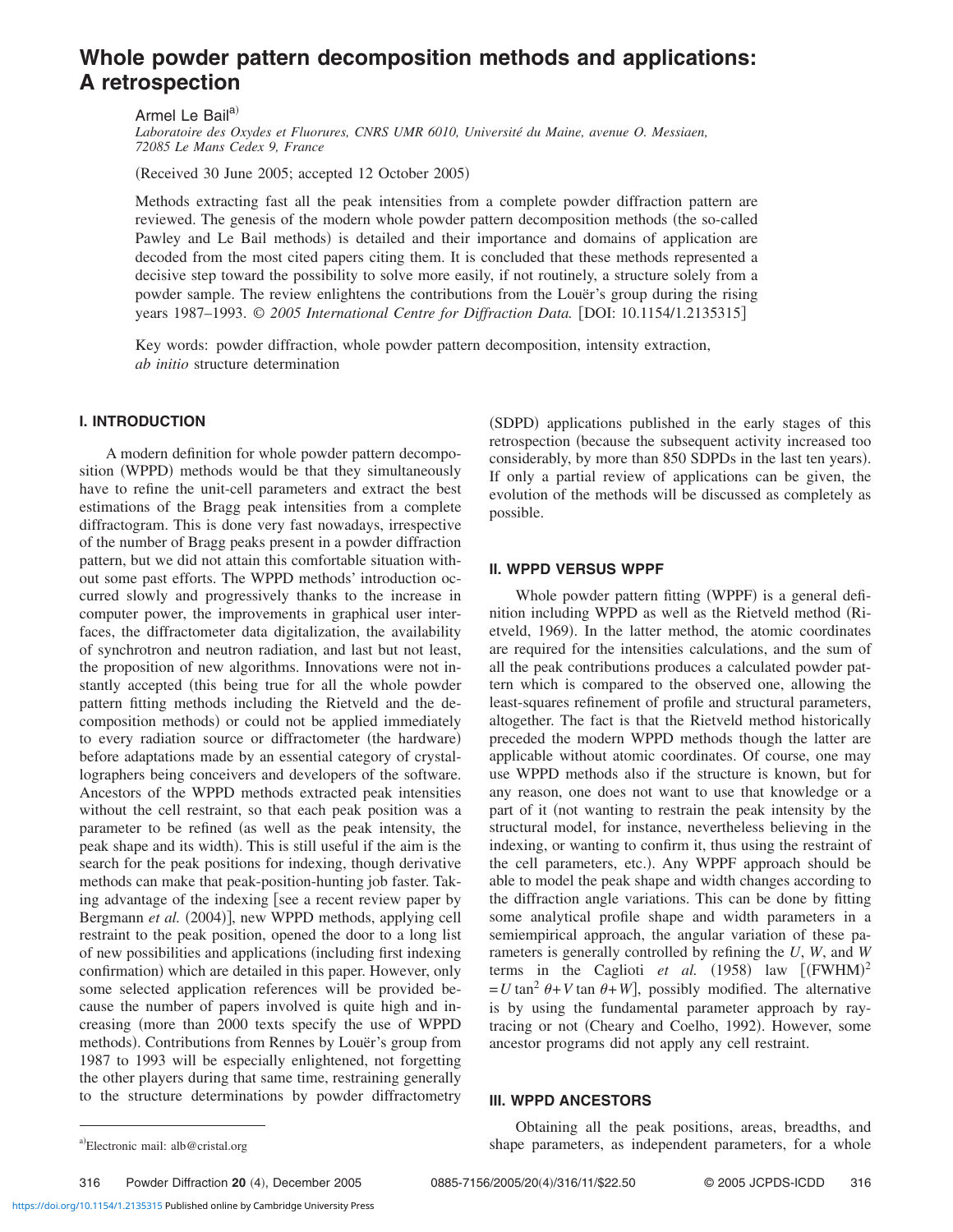# Whole powder pattern decomposition methods and applications: A retrospection

Armel Le Bail[a)]

*Laboratoire des Oxydes et Fluorures, CNRS UMR 6010, Université du Maine, avenue O. Messiaen, 72085 Le Mans Cedex 9, France*

(Received 30 June 2005; accepted 12 October 2005)

Methods extracting fast all the peak intensities from a complete powder diffraction pattern are reviewed. The genesis of the modern whole powder pattern decomposition methods (the so-called Pawley and Le Bail methods) is detailed and their importance and domains of application are decoded from the most cited papers citing them. It is concluded that these methods represented a decisive step toward the possibility to solve more easily, if not routinely, a structure solely from a powder sample. The review enlightens the contributions from the Louër's group during the rising years 1987–1993. *© 2005 International Centre for Diffraction Data.* [DOI: 10.1154/1.2135315]

Key words: powder diffraction, whole powder pattern decomposition, intensity extraction, *ab initio* structure determination

## I. INTRODUCTION

A modern definition for whole powder pattern decomposition (WPPD) methods would be that they simultaneously have to refine the unit-cell parameters and extract the best estimations of the Bragg peak intensities from a complete diffractogram. This is done very fast nowadays, irrespective of the number of Bragg peaks present in a powder diffraction pattern, but we did not attain this comfortable situation without some past efforts. The WPPD methods' introduction occurred slowly and progressively thanks to the increase in computer power, the improvements in graphical user interfaces, the diffractometer data digitalization, the availability of synchrotron and neutron radiation, and last but not least, the proposition of new algorithms. Innovations were not instantly accepted (this being true for all the whole powder pattern fitting methods including the Rietveld and the decomposition methods) or could not be applied immediately to every radiation source or diffractometer (the hardware) before adaptations made by an essential category of crystallographers being conceivers and developers of the software. Ancestors of the WPPD methods extracted peak intensities without the cell restraint, so that each peak position was a parameter to be refined (as well as the peak intensity, the peak shape and its width). This is still useful if the aim is the search for the peak positions for indexing, though derivative methods can make that peak-position-hunting job faster. Taking advantage of the indexing [see a recent review paper by Bergmann *et al.* (2004)], new WPPD methods, applying cell restraint to the peak position, opened the door to a long list of new possibilities and applications (including first indexing confirmation) which are detailed in this paper. However, only some selected application references will be provided because the number of papers involved is quite high and increasing (more than 2000 texts specify the use of WPPD methods). Contributions from Rennes by Louër's group from 1987 to 1993 will be especially enlightened, not forgetting the other players during that same time, restraining generally to the structure determinations by powder diffractometry (SDPD) applications published in the early stages of this retrospection (because the subsequent activity increased too considerably, by more than 850 SDPDs in the last ten years). If only a partial review of applications can be given, the evolution of the methods will be discussed as completely as possible.

## II. WPPD VERSUS WPPF

Whole powder pattern fitting (WPPF) is a general definition including WPPD as well as the Rietveld method (Rietveld, 1969). In the latter method, the atomic coordinates are required for the intensities calculations, and the sum of all the peak contributions produces a calculated powder pattern which is compared to the observed one, allowing the least-squares refinement of profile and structural parameters, altogether. The fact is that the Rietveld method historically preceded the modern WPPD methods though the latter are applicable without atomic coordinates. Of course, one may use WPPD methods also if the structure is known, but for any reason, one does not want to use that knowledge or a part of it (not wanting to restrain the peak intensity by the structural model, for instance, nevertheless believing in the indexing, or wanting to confirm it, thus using the restraint of the cell parameters, etc.). Any WPPF approach should be able to model the peak shape and width changes according to the diffraction angle variations. This can be done by fitting some analytical profile shape and width parameters in a semiempirical approach, the angular variation of these parameters is generally controlled by refining the $U$, $W$, and $W$ terms in the Caglioti *et al.* (1958) law [$(\mathrm{FWHM})^2 = U\tan^2\theta + V\tan\theta + W$], possibly modified. The alternative is by using the fundamental parameter approach by ray-tracing or not (Cheary and Coelho, 1992). However, some ancestor programs did not apply any cell restraint.

## III. WPPD ANCESTORS

Obtaining all the peak positions, areas, breadths, and shape parameters, as independent parameters, for a whole

---

a) Electronic mail: alb@cristal.org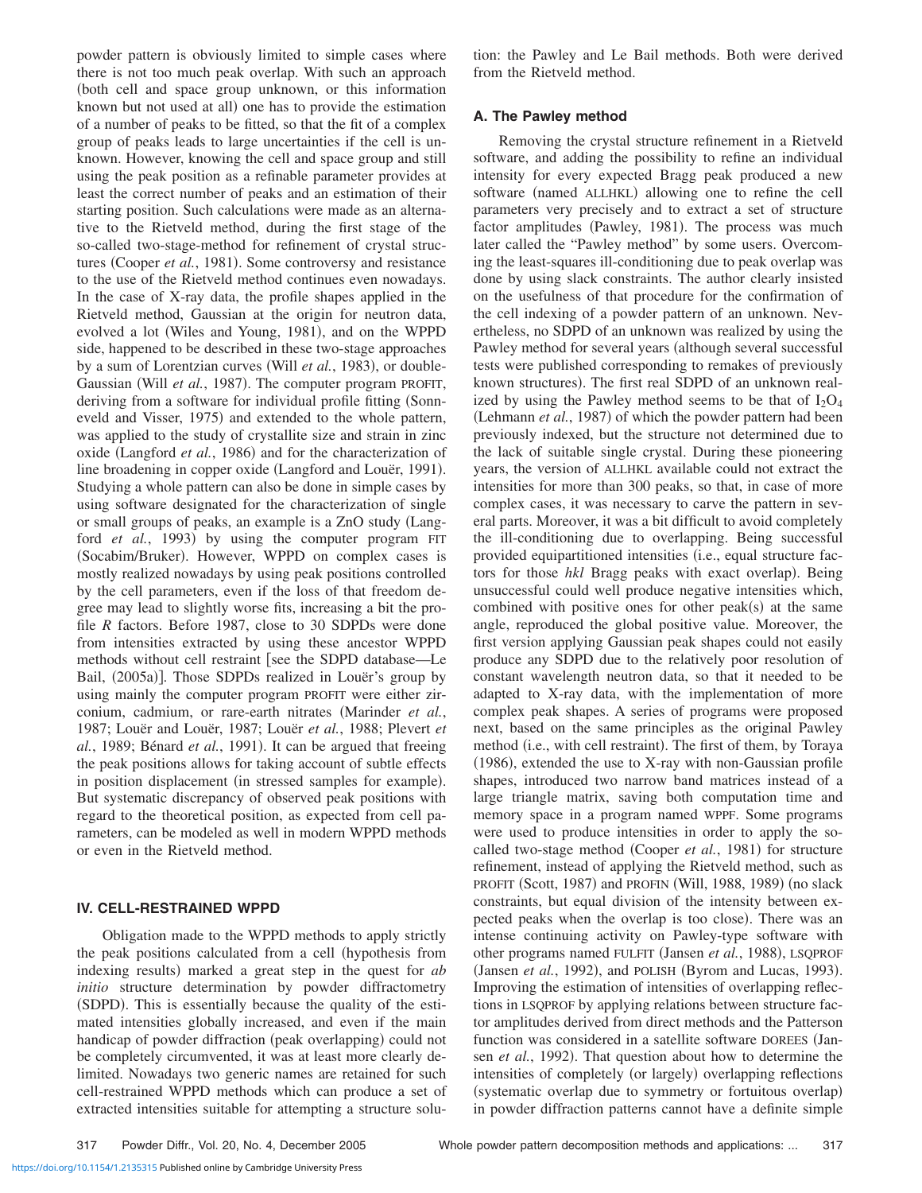powder pattern is obviously limited to simple cases where there is not too much peak overlap. With such an approach (both cell and space group unknown, or this information known but not used at all) one has to provide the estimation of a number of peaks to be fitted, so that the fit of a complex group of peaks leads to large uncertainties if the cell is unknown. However, knowing the cell and space group and still using the peak position as a refinable parameter provides at least the correct number of peaks and an estimation of their starting position. Such calculations were made as an alternative to the Rietveld method, during the first stage of the so-called two-stage-method for refinement of crystal structures (Cooper *et al.*, 1981). Some controversy and resistance to the use of the Rietveld method continues even nowadays. In the case of X-ray data, the profile shapes applied in the Rietveld method, Gaussian at the origin for neutron data, evolved a lot (Wiles and Young, 1981), and on the WPPD side, happened to be described in these two-stage approaches by a sum of Lorentzian curves (Will *et al.*, 1983), or double-Gaussian (Will *et al.*, 1987). The computer program PROFIT, deriving from a software for individual profile fitting (Sonneveld and Visser, 1975) and extended to the whole pattern, was applied to the study of crystallite size and strain in zinc oxide (Langford *et al.*, 1986) and for the characterization of line broadening in copper oxide (Langford and Louër, 1991). Studying a whole pattern can also be done in simple cases by using software designated for the characterization of single or small groups of peaks, an example is a ZnO study (Langford *et al.*, 1993) by using the computer program FIT (Socabim/Bruker). However, WPPD on complex cases is mostly realized nowadays by using peak positions controlled by the cell parameters, even if the loss of that freedom degree may lead to slightly worse fits, increasing a bit the profile *R* factors. Before 1987, close to 30 SDPDs were done from intensities extracted by using these ancestor WPPD methods without cell restraint [see the SDPD database—Le Bail, (2005a)]. Those SDPDs realized in Louër's group by using mainly the computer program PROFIT were either zirconium, cadmium, or rare-earth nitrates (Marinder *et al.*, 1987; Louër and Louër, 1987; Louër *et al.*, 1988; Plevert *et al.*, 1989; Bénard *et al.*, 1991). It can be argued that freeing the peak positions allows for taking account of subtle effects in position displacement (in stressed samples for example). But systematic discrepancy of observed peak positions with regard to the theoretical position, as expected from cell parameters, can be modeled as well in modern WPPD methods or even in the Rietveld method.

## IV. CELL-RESTRAINED WPPD

Obligation made to the WPPD methods to apply strictly the peak positions calculated from a cell (hypothesis from indexing results) marked a great step in the quest for *ab initio* structure determination by powder diffractometry (SDPD). This is essentially because the quality of the estimated intensities globally increased, and even if the main handicap of powder diffraction (peak overlapping) could not be completely circumvented, it was at least more clearly delimited. Nowadays two generic names are retained for such cell-restrained WPPD methods which can produce a set of extracted intensities suitable for attempting a structure solution: the Pawley and Le Bail methods. Both were derived from the Rietveld method.

### A. The Pawley method

Removing the crystal structure refinement in a Rietveld software, and adding the possibility to refine an individual intensity for every expected Bragg peak produced a new software (named ALLHKL) allowing one to refine the cell parameters very precisely and to extract a set of structure factor amplitudes (Pawley, 1981). The process was much later called the "Pawley method" by some users. Overcoming the least-squares ill-conditioning due to peak overlap was done by using slack constraints. The author clearly insisted on the usefulness of that procedure for the confirmation of the cell indexing of a powder pattern of an unknown. Nevertheless, no SDPD of an unknown was realized by using the Pawley method for several years (although several successful tests were published corresponding to remakes of previously known structures). The first real SDPD of an unknown realized by using the Pawley method seems to be that of $I_2O_4$ (Lehmann *et al.*, 1987) of which the powder pattern had been previously indexed, but the structure not determined due to the lack of suitable single crystal. During these pioneering years, the version of ALLHKL available could not extract the intensities for more than 300 peaks, so that, in case of more complex cases, it was necessary to carve the pattern in several parts. Moreover, it was a bit difficult to avoid completely the ill-conditioning due to overlapping. Being successful provided equipartitioned intensities (i.e., equal structure factors for those *hkl* Bragg peaks with exact overlap). Being unsuccessful could well produce negative intensities which, combined with positive ones for other peak(s) at the same angle, reproduced the global positive value. Moreover, the first version applying Gaussian peak shapes could not easily produce any SDPD due to the relatively poor resolution of constant wavelength neutron data, so that it needed to be adapted to X-ray data, with the implementation of more complex peak shapes. A series of programs were proposed next, based on the same principles as the original Pawley method (i.e., with cell restraint). The first of them, by Toraya (1986), extended the use to X-ray with non-Gaussian profile shapes, introduced two narrow band matrices instead of a large triangle matrix, saving both computation time and memory space in a program named WPPF. Some programs were used to produce intensities in order to apply the so-called two-stage method (Cooper *et al.*, 1981) for structure refinement, instead of applying the Rietveld method, such as PROFIT (Scott, 1987) and PROFIN (Will, 1988, 1989) (no slack constraints, but equal division of the intensity between expected peaks when the overlap is too close). There was an intense continuing activity on Pawley-type software with other programs named FULFIT (Jansen *et al.*, 1988), LSQPROF (Jansen *et al.*, 1992), and POLISH (Byrom and Lucas, 1993). Improving the estimation of intensities of overlapping reflections in LSQPROF by applying relations between structure factor amplitudes derived from direct methods and the Patterson function was considered in a satellite software DOREES (Jansen *et al.*, 1992). That question about how to determine the intensities of completely (or largely) overlapping reflections (systematic overlap due to symmetry or fortuitous overlap) in powder diffraction patterns cannot have a definite simple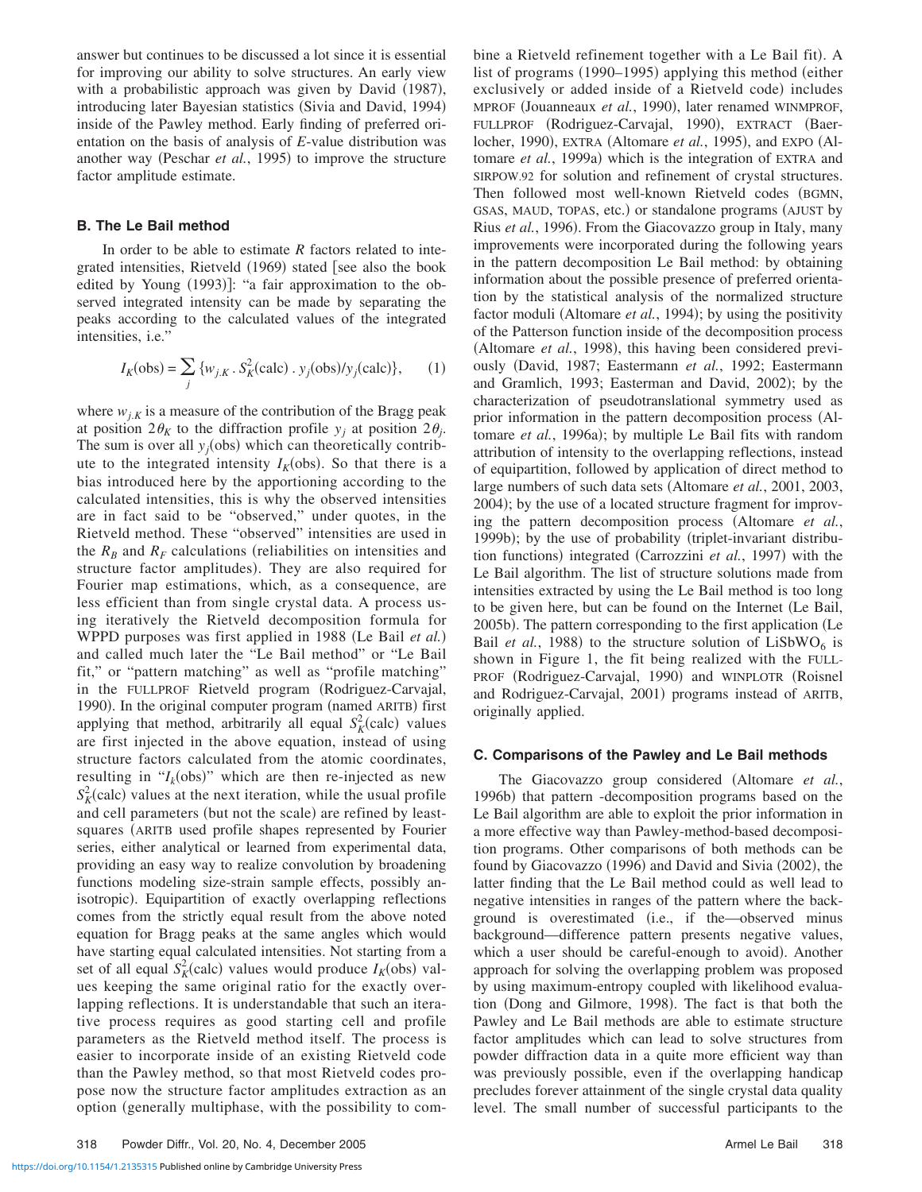answer but continues to be discussed a lot since it is essential for improving our ability to solve structures. An early view with a probabilistic approach was given by David (1987), introducing later Bayesian statistics (Sivia and David, 1994) inside of the Pawley method. Early finding of preferred orientation on the basis of analysis of *E*-value distribution was another way (Peschar *et al.*, 1995) to improve the structure factor amplitude estimate.

### B. The Le Bail method

In order to be able to estimate *R* factors related to integrated intensities, Rietveld (1969) stated [see also the book edited by Young (1993)]: "a fair approximation to the observed integrated intensity can be made by separating the peaks according to the calculated values of the integrated intensities, i.e."

$$I_K(\text{obs}) = \sum_j \{w_{j,K} \,.\, S_K^2(\text{calc}) \,.\, y_j(\text{obs})/y_j(\text{calc})\}, \qquad (1)$$

where $w_{j,K}$ is a measure of the contribution of the Bragg peak at position $2\theta_K$ to the diffraction profile $y_j$ at position $2\theta_j$. The sum is over all $y_j$(obs) which can theoretically contribute to the integrated intensity $I_K$(obs). So that there is a bias introduced here by the apportioning according to the calculated intensities, this is why the observed intensities are in fact said to be "observed," under quotes, in the Rietveld method. These "observed" intensities are used in the $R_B$ and $R_F$ calculations (reliabilities on intensities and structure factor amplitudes). They are also required for Fourier map estimations, which, as a consequence, are less efficient than from single crystal data. A process using iteratively the Rietveld decomposition formula for WPPD purposes was first applied in 1988 (Le Bail *et al.*) and called much later the "Le Bail method" or "Le Bail fit," or "pattern matching" as well as "profile matching" in the FULLPROF Rietveld program (Rodriguez-Carvajal, 1990). In the original computer program (named ARITB) first applying that method, arbitrarily all equal $S_K^2$(calc) values are first injected in the above equation, instead of using structure factors calculated from the atomic coordinates, resulting in "$I_k$(obs)" which are then re-injected as new $S_K^2$(calc) values at the next iteration, while the usual profile and cell parameters (but not the scale) are refined by least-squares (ARITB used profile shapes represented by Fourier series, either analytical or learned from experimental data, providing an easy way to realize convolution by broadening functions modeling size-strain sample effects, possibly anisotropic). Equipartition of exactly overlapping reflections comes from the strictly equal result from the above noted equation for Bragg peaks at the same angles which would have starting equal calculated intensities. Not starting from a set of all equal $S_K^2$(calc) values would produce $I_K$(obs) values keeping the same original ratio for the exactly overlapping reflections. It is understandable that such an iterative process requires as good starting cell and profile parameters as the Rietveld method itself. The process is easier to incorporate inside of an existing Rietveld code than the Pawley method, so that most Rietveld codes propose now the structure factor amplitudes extraction as an option (generally multiphase, with the possibility to combine a Rietveld refinement together with a Le Bail fit). A list of programs (1990–1995) applying this method (either exclusively or added inside of a Rietveld code) includes MPROF (Jouanneaux *et al.*, 1990), later renamed WINMPROF, FULLPROF (Rodriguez-Carvajal, 1990), EXTRACT (Baerlocher, 1990), EXTRA (Altomare *et al.*, 1995), and EXPO (Altomare *et al.*, 1999a) which is the integration of EXTRA and SIRPOW.92 for solution and refinement of crystal structures. Then followed most well-known Rietveld codes (BGMN, GSAS, MAUD, TOPAS, etc.) or standalone programs (AJUST by Rius *et al.*, 1996). From the Giacovazzo group in Italy, many improvements were incorporated during the following years in the pattern decomposition Le Bail method: by obtaining information about the possible presence of preferred orientation by the statistical analysis of the normalized structure factor moduli (Altomare *et al.*, 1994); by using the positivity of the Patterson function inside of the decomposition process (Altomare *et al.*, 1998), this having been considered previously (David, 1987; Eastermann *et al.*, 1992; Eastermann and Gramlich, 1993; Easterman and David, 2002); by the characterization of pseudotranslational symmetry used as prior information in the pattern decomposition process (Altomare *et al.*, 1996a); by multiple Le Bail fits with random attribution of intensity to the overlapping reflections, instead of equipartition, followed by application of direct method to large numbers of such data sets (Altomare *et al.*, 2001, 2003, 2004); by the use of a located structure fragment for improving the pattern decomposition process (Altomare *et al.*, 1999b); by the use of probability (triplet-invariant distribution functions) integrated (Carrozzini *et al.*, 1997) with the Le Bail algorithm. The list of structure solutions made from intensities extracted by using the Le Bail method is too long to be given here, but can be found on the Internet (Le Bail, 2005b). The pattern corresponding to the first application (Le Bail *et al.*, 1988) to the structure solution of $LiSbWO_6$ is shown in Figure 1, the fit being realized with the FULLPROF (Rodriguez-Carvajal, 1990) and WINPLOTR (Roisnel and Rodriguez-Carvajal, 2001) programs instead of ARITB, originally applied.

### C. Comparisons of the Pawley and Le Bail methods

The Giacovazzo group considered (Altomare *et al.*, 1996b) that pattern -decomposition programs based on the Le Bail algorithm are able to exploit the prior information in a more effective way than Pawley-method-based decomposition programs. Other comparisons of both methods can be found by Giacovazzo (1996) and David and Sivia (2002), the latter finding that the Le Bail method could as well lead to negative intensities in ranges of the pattern where the background is overestimated (i.e., if the—observed minus background—difference pattern presents negative values, which a user should be careful-enough to avoid). Another approach for solving the overlapping problem was proposed by using maximum-entropy coupled with likelihood evaluation (Dong and Gilmore, 1998). The fact is that both the Pawley and Le Bail methods are able to estimate structure factor amplitudes which can lead to solve structures from powder diffraction data in a quite more efficient way than was previously possible, even if the overlapping handicap precludes forever attainment of the single crystal data quality level. The small number of successful participants to the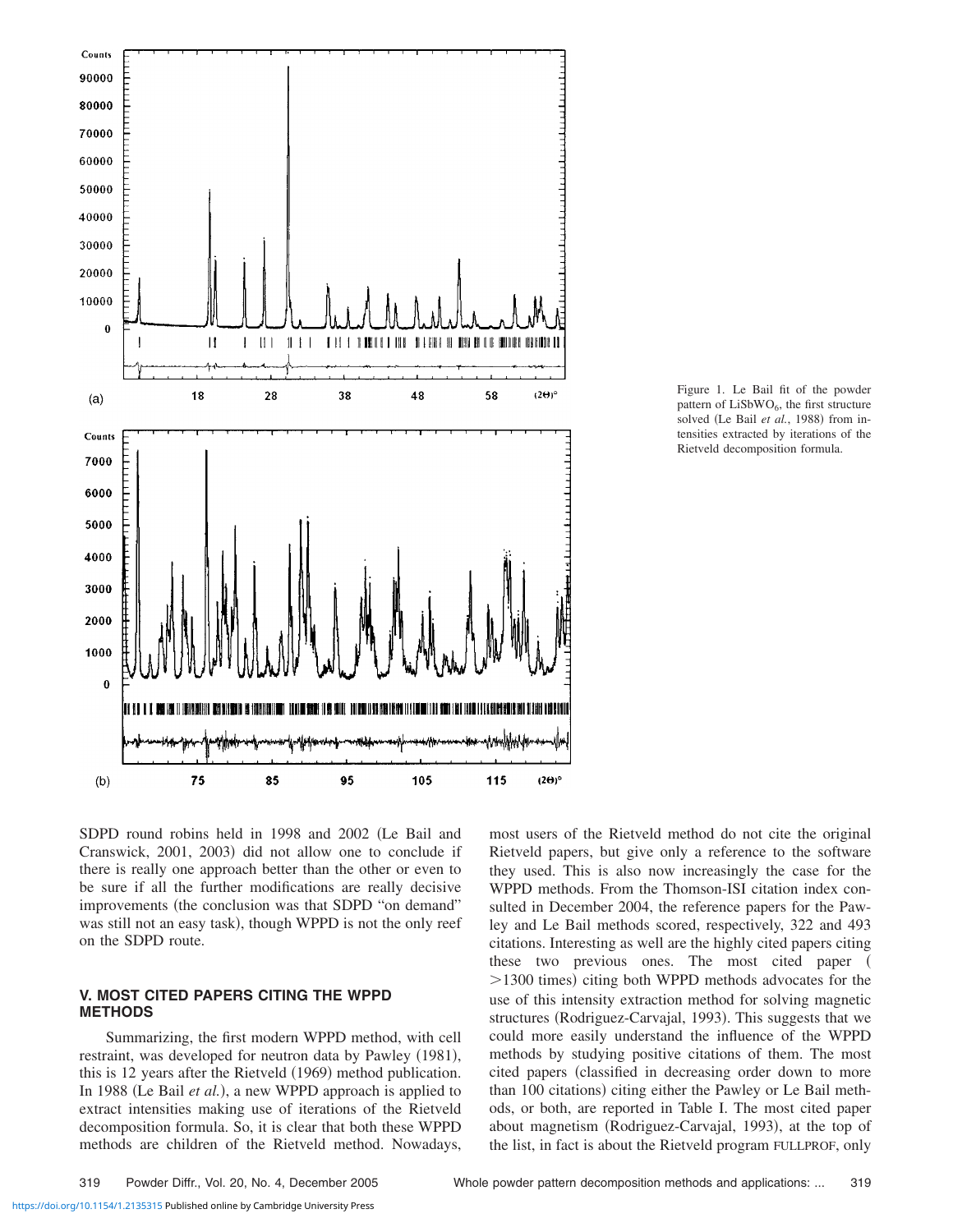Figure 1. Le Bail fit of the powder pattern of $LiSbWO_6$, the first structure solved (Le Bail *et al.*, 1988) from intensities extracted by iterations of the Rietveld decomposition formula.

SDPD round robins held in 1998 and 2002 (Le Bail and Cranswick, 2001, 2003) did not allow one to conclude if there is really one approach better than the other or even to be sure if all the further modifications are really decisive improvements (the conclusion was that SDPD "on demand" was still not an easy task), though WPPD is not the only reef on the SDPD route.

## V. MOST CITED PAPERS CITING THE WPPD METHODS

Summarizing, the first modern WPPD method, with cell restraint, was developed for neutron data by Pawley (1981), this is 12 years after the Rietveld (1969) method publication. In 1988 (Le Bail *et al.*), a new WPPD approach is applied to extract intensities making use of iterations of the Rietveld decomposition formula. So, it is clear that both these WPPD methods are children of the Rietveld method. Nowadays, most users of the Rietveld method do not cite the original Rietveld papers, but give only a reference to the software they used. This is also now increasingly the case for the WPPD methods. From the Thomson-ISI citation index consulted in December 2004, the reference papers for the Pawley and Le Bail methods scored, respectively, 322 and 493 citations. Interesting as well are the highly cited papers citing these two previous ones. The most cited paper ( $>$1300 times) citing both WPPD methods advocates for the use of this intensity extraction method for solving magnetic structures (Rodriguez-Carvajal, 1993). This suggests that we could more easily understand the influence of the WPPD methods by studying positive citations of them. The most cited papers (classified in decreasing order down to more than 100 citations) citing either the Pawley or Le Bail methods, or both, are reported in Table I. The most cited paper about magnetism (Rodriguez-Carvajal, 1993), at the top of the list, in fact is about the Rietveld program FULLPROF, only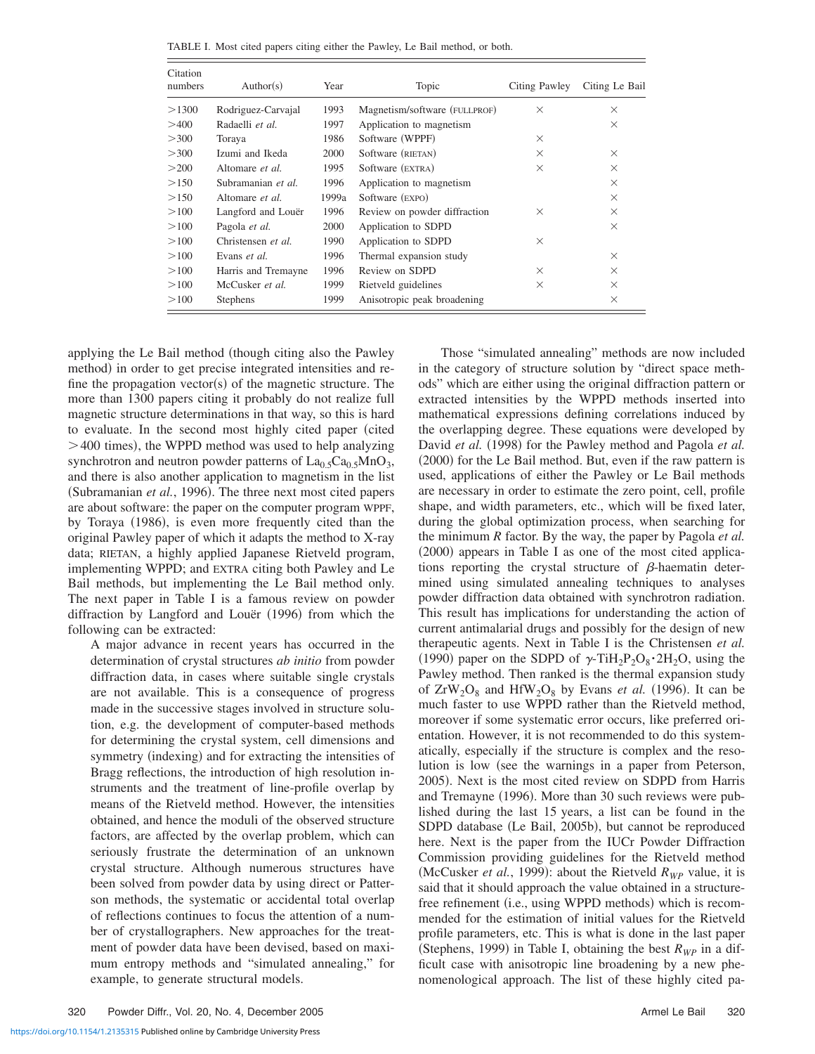TABLE I. Most cited papers citing either the Pawley, Le Bail method, or both.

| Citation numbers | Author(s) | Year | Topic | Citing Pawley | Citing Le Bail |
|---|---|---|---|---|---|
| >1300 | Rodriguez-Carvajal | 1993 | Magnetism/software (FULLPROF) | × | × |
| >400 | Radaelli *et al.* | 1997 | Application to magnetism | | × |
| >300 | Toraya | 1986 | Software (WPPF) | × | |
| >300 | Izumi and Ikeda | 2000 | Software (RIETAN) | × | × |
| >200 | Altomare *et al.* | 1995 | Software (EXTRA) | × | × |
| >150 | Subramanian *et al.* | 1996 | Application to magnetism | | × |
| >150 | Altomare *et al.* | 1999a | Software (EXPO) | | × |
| >100 | Langford and Louër | 1996 | Review on powder diffraction | × | × |
| >100 | Pagola *et al.* | 2000 | Application to SDPD | | × |
| >100 | Christensen *et al.* | 1990 | Application to SDPD | × | |
| >100 | Evans *et al.* | 1996 | Thermal expansion study | | × |
| >100 | Harris and Tremayne | 1996 | Review on SDPD | × | × |
| >100 | McCusker *et al.* | 1999 | Rietveld guidelines | × | × |
| >100 | Stephens | 1999 | Anisotropic peak broadening | | × |

applying the Le Bail method (though citing also the Pawley method) in order to get precise integrated intensities and refine the propagation vector(s) of the magnetic structure. The more than 1300 papers citing it probably do not realize full magnetic structure determinations in that way, so this is hard to evaluate. In the second most highly cited paper (cited >400 times), the WPPD method was used to help analyzing synchrotron and neutron powder patterns of $La_{0.5}Ca_{0.5}MnO_3$, and there is also another application to magnetism in the list (Subramanian *et al.*, 1996). The three next most cited papers are about software: the paper on the computer program WPPF, by Toraya (1986), is even more frequently cited than the original Pawley paper of which it adapts the method to X-ray data; RIETAN, a highly applied Japanese Rietveld program, implementing WPPD; and EXTRA citing both Pawley and Le Bail methods, but implementing the Le Bail method only. The next paper in Table I is a famous review on powder diffraction by Langford and Louër (1996) from which the following can be extracted:

> A major advance in recent years has occurred in the determination of crystal structures *ab initio* from powder diffraction data, in cases where suitable single crystals are not available. This is a consequence of progress made in the successive stages involved in structure solution, e.g. the development of computer-based methods for determining the crystal system, cell dimensions and symmetry (indexing) and for extracting the intensities of Bragg reflections, the introduction of high resolution instruments and the treatment of line-profile overlap by means of the Rietveld method. However, the intensities obtained, and hence the moduli of the observed structure factors, are affected by the overlap problem, which can seriously frustrate the determination of an unknown crystal structure. Although numerous structures have been solved from powder data by using direct or Patterson methods, the systematic or accidental total overlap of reflections continues to focus the attention of a number of crystallographers. New approaches for the treatment of powder data have been devised, based on maximum entropy methods and "simulated annealing," for example, to generate structural models.

Those "simulated annealing" methods are now included in the category of structure solution by "direct space methods" which are either using the original diffraction pattern or extracted intensities by the WPPD methods inserted into mathematical expressions defining correlations induced by the overlapping degree. These equations were developed by David *et al.* (1998) for the Pawley method and Pagola *et al.* (2000) for the Le Bail method. But, even if the raw pattern is used, applications of either the Pawley or Le Bail methods are necessary in order to estimate the zero point, cell, profile shape, and width parameters, etc., which will be fixed later, during the global optimization process, when searching for the minimum *R* factor. By the way, the paper by Pagola *et al.* (2000) appears in Table I as one of the most cited applications reporting the crystal structure of $\beta$-haematin determined using simulated annealing techniques to analyses powder diffraction data obtained with synchrotron radiation. This result has implications for understanding the action of current antimalarial drugs and possibly for the design of new therapeutic agents. Next in Table I is the Christensen *et al.* (1990) paper on the SDPD of $\gamma$-$TiH_2P_2O_8 \cdot 2H_2O$, using the Pawley method. Then ranked is the thermal expansion study of $ZrW_2O_8$ and $HfW_2O_8$ by Evans *et al.* (1996). It can be much faster to use WPPD rather than the Rietveld method, moreover if some systematic error occurs, like preferred orientation. However, it is not recommended to do this systematically, especially if the structure is complex and the resolution is low (see the warnings in a paper from Peterson, 2005). Next is the most cited review on SDPD from Harris and Tremayne (1996). More than 30 such reviews were published during the last 15 years, a list can be found in the SDPD database (Le Bail, 2005b), but cannot be reproduced here. Next is the paper from the IUCr Powder Diffraction Commission providing guidelines for the Rietveld method (McCusker *et al.*, 1999): about the Rietveld $R_{WP}$ value, it is said that it should approach the value obtained in a structure-free refinement (i.e., using WPPD methods) which is recommended for the estimation of initial values for the Rietveld profile parameters, etc. This is what is done in the last paper (Stephens, 1999) in Table I, obtaining the best $R_{WP}$ in a difficult case with anisotropic line broadening by a new phenomenological approach. The list of these highly cited pa-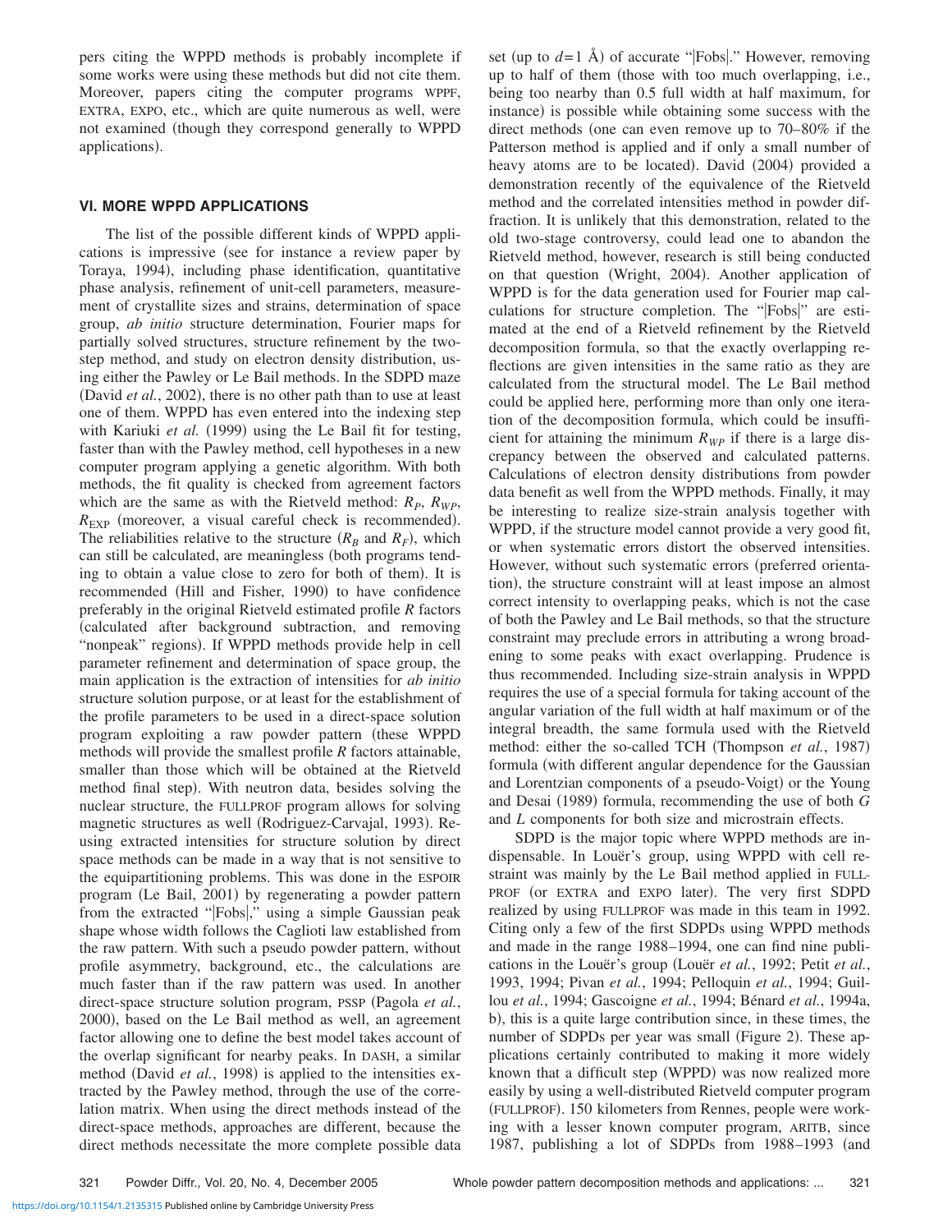pers citing the WPPD methods is probably incomplete if some works were using these methods but did not cite them. Moreover, papers citing the computer programs WPPF, EXTRA, EXPO, etc., which are quite numerous as well, were not examined (though they correspond generally to WPPD applications).

## VI. MORE WPPD APPLICATIONS

The list of the possible different kinds of WPPD applications is impressive (see for instance a review paper by Toraya, 1994), including phase identification, quantitative phase analysis, refinement of unit-cell parameters, measurement of crystallite sizes and strains, determination of space group, *ab initio* structure determination, Fourier maps for partially solved structures, structure refinement by the two-step method, and study on electron density distribution, using either the Pawley or Le Bail methods. In the SDPD maze (David *et al.*, 2002), there is no other path than to use at least one of them. WPPD has even entered into the indexing step with Kariuki *et al.* (1999) using the Le Bail fit for testing, faster than with the Pawley method, cell hypotheses in a new computer program applying a genetic algorithm. With both methods, the fit quality is checked from agreement factors which are the same as with the Rietveld method: $R_P$, $R_{WP}$, $R_{EXP}$ (moreover, a visual careful check is recommended). The reliabilities relative to the structure ($R_B$ and $R_F$), which can still be calculated, are meaningless (both programs tending to obtain a value close to zero for both of them). It is recommended (Hill and Fisher, 1990) to have confidence preferably in the original Rietveld estimated profile *R* factors (calculated after background subtraction, and removing "nonpeak" regions). If WPPD methods provide help in cell parameter refinement and determination of space group, the main application is the extraction of intensities for *ab initio* structure solution purpose, or at least for the establishment of the profile parameters to be used in a direct-space solution program exploiting a raw powder pattern (these WPPD methods will provide the smallest profile *R* factors attainable, smaller than those which will be obtained at the Rietveld method final step). With neutron data, besides solving the nuclear structure, the FULLPROF program allows for solving magnetic structures as well (Rodriguez-Carvajal, 1993). Reusing extracted intensities for structure solution by direct space methods can be made in a way that is not sensitive to the equipartitioning problems. This was done in the ESPOIR program (Le Bail, 2001) by regenerating a powder pattern from the extracted "|Fobs|," using a simple Gaussian peak shape whose width follows the Caglioti law established from the raw pattern. With such a pseudo powder pattern, without profile asymmetry, background, etc., the calculations are much faster than if the raw pattern was used. In another direct-space structure solution program, PSSP (Pagola *et al.*, 2000), based on the Le Bail method as well, an agreement factor allowing one to define the best model takes account of the overlap significant for nearby peaks. In DASH, a similar method (David *et al.*, 1998) is applied to the intensities extracted by the Pawley method, through the use of the correlation matrix. When using the direct methods instead of the direct-space methods, approaches are different, because the direct methods necessitate the more complete possible data set (up to $d=1$ Å) of accurate "|Fobs|." However, removing up to half of them (those with too much overlapping, i.e., being too nearby than 0.5 full width at half maximum, for instance) is possible while obtaining some success with the direct methods (one can even remove up to 70–80% if the Patterson method is applied and if only a small number of heavy atoms are to be located). David (2004) provided a demonstration recently of the equivalence of the Rietveld method and the correlated intensities method in powder diffraction. It is unlikely that this demonstration, related to the old two-stage controversy, could lead one to abandon the Rietveld method, however, research is still being conducted on that question (Wright, 2004). Another application of WPPD is for the data generation used for Fourier map calculations for structure completion. The "|Fobs|" are estimated at the end of a Rietveld refinement by the Rietveld decomposition formula, so that the exactly overlapping reflections are given intensities in the same ratio as they are calculated from the structural model. The Le Bail method could be applied here, performing more than only one iteration of the decomposition formula, which could be insufficient for attaining the minimum $R_{WP}$ if there is a large discrepancy between the observed and calculated patterns. Calculations of electron density distributions from powder data benefit as well from the WPPD methods. Finally, it may be interesting to realize size-strain analysis together with WPPD, if the structure model cannot provide a very good fit, or when systematic errors distort the observed intensities. However, without such systematic errors (preferred orientation), the structure constraint will at least impose an almost correct intensity to overlapping peaks, which is not the case of both the Pawley and Le Bail methods, so that the structure constraint may preclude errors in attributing a wrong broadening to some peaks with exact overlapping. Prudence is thus recommended. Including size-strain analysis in WPPD requires the use of a special formula for taking account of the angular variation of the full width at half maximum or of the integral breadth, the same formula used with the Rietveld method: either the so-called TCH (Thompson *et al.*, 1987) formula (with different angular dependence for the Gaussian and Lorentzian components of a pseudo-Voigt) or the Young and Desai (1989) formula, recommending the use of both *G* and *L* components for both size and microstrain effects.

SDPD is the major topic where WPPD methods are indispensable. In Louër's group, using WPPD with cell restraint was mainly by the Le Bail method applied in FULLPROF (or EXTRA and EXPO later). The very first SDPD realized by using FULLPROF was made in this team in 1992. Citing only a few of the first SDPDs using WPPD methods and made in the range 1988–1994, one can find nine publications in the Louër's group (Louër *et al.*, 1992; Petit *et al.*, 1993, 1994; Pivan *et al.*, 1994; Pelloquin *et al.*, 1994; Guillou *et al.*, 1994; Gascoigne *et al.*, 1994; Bénard *et al.*, 1994a, b), this is a quite large contribution since, in these times, the number of SDPDs per year was small (Figure 2). These applications certainly contributed to making it more widely known that a difficult step (WPPD) was now realized more easily by using a well-distributed Rietveld computer program (FULLPROF). 150 kilometers from Rennes, people were working with a lesser known computer program, ARITB, since 1987, publishing a lot of SDPDs from 1988–1993 (and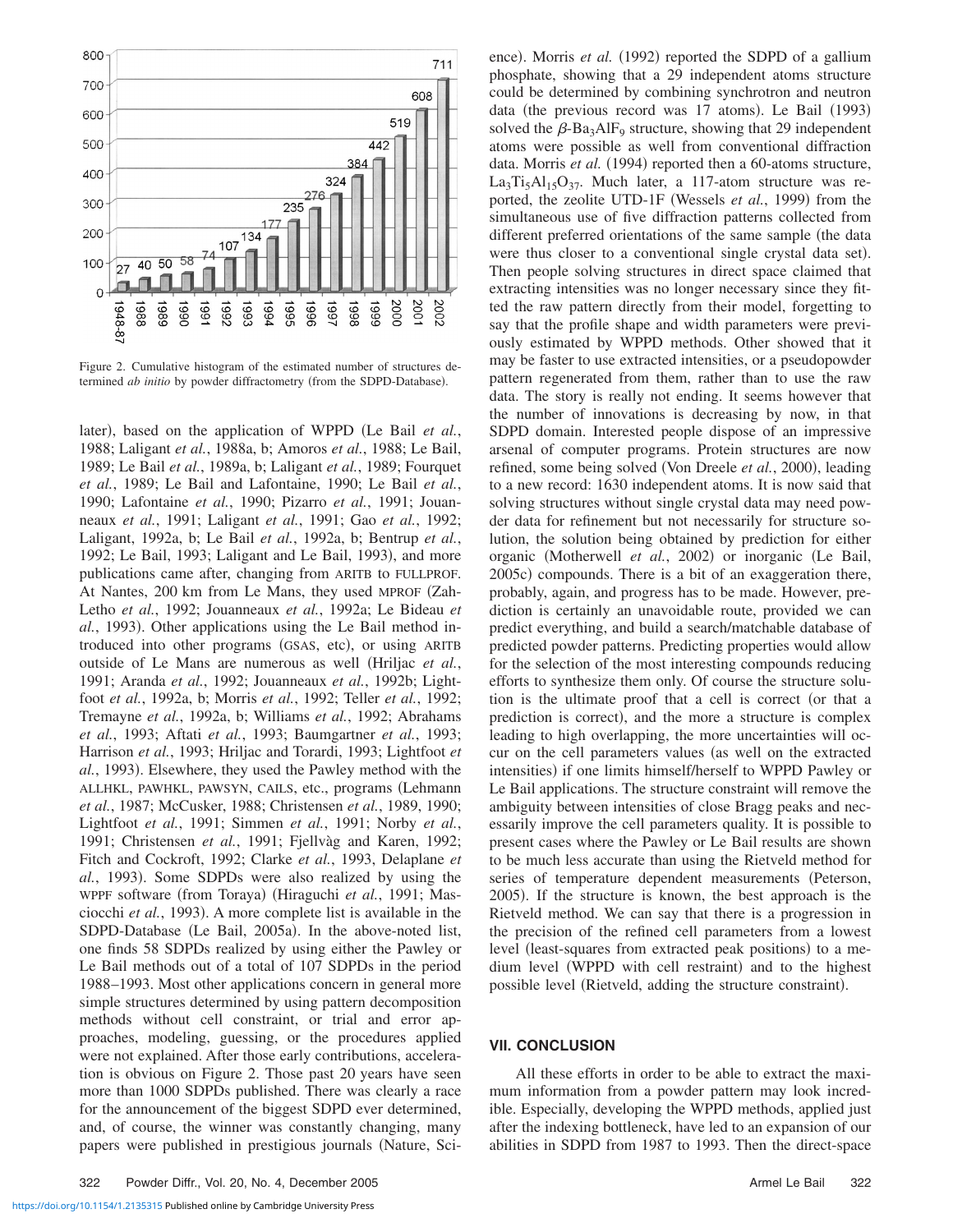Figure 2. Cumulative histogram of the estimated number of structures determined *ab initio* by powder diffractometry (from the SDPD-Database).

later), based on the application of WPPD (Le Bail *et al.*, 1988; Laligant *et al.*, 1988a, b; Amoros *et al.*, 1988; Le Bail, 1989; Le Bail *et al.*, 1989a, b; Laligant *et al.*, 1989; Fourquet *et al.*, 1989; Le Bail and Lafontaine, 1990; Le Bail *et al.*, 1990; Lafontaine *et al.*, 1990; Pizarro *et al.*, 1991; Jouanneaux *et al.*, 1991; Laligant *et al.*, 1991; Gao *et al.*, 1992; Laligant, 1992a, b; Le Bail *et al.*, 1992a, b; Bentrup *et al.*, 1992; Le Bail, 1993; Laligant and Le Bail, 1993), and more publications came after, changing from ARITB to FULLPROF. At Nantes, 200 km from Le Mans, they used MPROF (Zah-Letho *et al.*, 1992; Jouanneaux *et al.*, 1992a; Le Bideau *et al.*, 1993). Other applications using the Le Bail method introduced into other programs (GSAS, etc), or using ARITB outside of Le Mans are numerous as well (Hriljac *et al.*, 1991; Aranda *et al.*, 1992; Jouanneaux *et al.*, 1992b; Lightfoot *et al.*, 1992a, b; Morris *et al.*, 1992; Teller *et al.*, 1992; Tremayne *et al.*, 1992a, b; Williams *et al.*, 1992; Abrahams *et al.*, 1993; Aftati *et al.*, 1993; Baumgartner *et al.*, 1993; Harrison *et al.*, 1993; Hriljac and Torardi, 1993; Lightfoot *et al.*, 1993). Elsewhere, they used the Pawley method with the ALLHKL, PAWHKL, PAWSYN, CAILS, etc., programs (Lehmann *et al.*, 1987; McCusker, 1988; Christensen *et al.*, 1989, 1990; Lightfoot *et al.*, 1991; Simmen *et al.*, 1991; Norby *et al.*, 1991; Christensen *et al.*, 1991; Fjellvàg and Karen, 1992; Fitch and Cockroft, 1992; Clarke *et al.*, 1993, Delaplane *et al.*, 1993). Some SDPDs were also realized by using the WPPF software (from Toraya) (Hiraguchi *et al.*, 1991; Masciocchi *et al.*, 1993). A more complete list is available in the SDPD-Database (Le Bail, 2005a). In the above-noted list, one finds 58 SDPDs realized by using either the Pawley or Le Bail methods out of a total of 107 SDPDs in the period 1988–1993. Most other applications concern in general more simple structures determined by using pattern decomposition methods without cell constraint, or trial and error approaches, modeling, guessing, or the procedures applied were not explained. After those early contributions, acceleration is obvious on Figure 2. Those past 20 years have seen more than 1000 SDPDs published. There was clearly a race for the announcement of the biggest SDPD ever determined, and, of course, the winner was constantly changing, many papers were published in prestigious journals (Nature, Science). Morris *et al.* (1992) reported the SDPD of a gallium phosphate, showing that a 29 independent atoms structure could be determined by combining synchrotron and neutron data (the previous record was 17 atoms). Le Bail (1993) solved the $\beta$-$Ba_3AlF_9$ structure, showing that 29 independent atoms were possible as well from conventional diffraction data. Morris *et al.* (1994) reported then a 60-atoms structure, $La_3Ti_5Al_{15}O_{37}$. Much later, a 117-atom structure was reported, the zeolite UTD-1F (Wessels *et al.*, 1999) from the simultaneous use of five diffraction patterns collected from different preferred orientations of the same sample (the data were thus closer to a conventional single crystal data set). Then people solving structures in direct space claimed that extracting intensities was no longer necessary since they fitted the raw pattern directly from their model, forgetting to say that the profile shape and width parameters were previously estimated by WPPD methods. Other showed that it may be faster to use extracted intensities, or a pseudopowder pattern regenerated from them, rather than to use the raw data. The story is really not ending. It seems however that the number of innovations is decreasing by now, in that SDPD domain. Interested people dispose of an impressive arsenal of computer programs. Protein structures are now refined, some being solved (Von Dreele *et al.*, 2000), leading to a new record: 1630 independent atoms. It is now said that solving structures without single crystal data may need powder data for refinement but not necessarily for structure solution, the solution being obtained by prediction for either organic (Motherwell *et al.*, 2002) or inorganic (Le Bail, 2005c) compounds. There is a bit of an exaggeration there, probably, again, and progress has to be made. However, prediction is certainly an unavoidable route, provided we can predict everything, and build a search/matchable database of predicted powder patterns. Predicting properties would allow for the selection of the most interesting compounds reducing efforts to synthesize them only. Of course the structure solution is the ultimate proof that a cell is correct (or that a prediction is correct), and the more a structure is complex leading to high overlapping, the more uncertainties will occur on the cell parameters values (as well on the extracted intensities) if one limits himself/herself to WPPD Pawley or Le Bail applications. The structure constraint will remove the ambiguity between intensities of close Bragg peaks and necessarily improve the cell parameters quality. It is possible to present cases where the Pawley or Le Bail results are shown to be much less accurate than using the Rietveld method for series of temperature dependent measurements (Peterson, 2005). If the structure is known, the best approach is the Rietveld method. We can say that there is a progression in the precision of the refined cell parameters from a lowest level (least-squares from extracted peak positions) to a medium level (WPPD with cell restraint) and to the highest possible level (Rietveld, adding the structure constraint).

## VII. CONCLUSION

All these efforts in order to be able to extract the maximum information from a powder pattern may look incredible. Especially, developing the WPPD methods, applied just after the indexing bottleneck, have led to an expansion of our abilities in SDPD from 1987 to 1993. Then the direct-space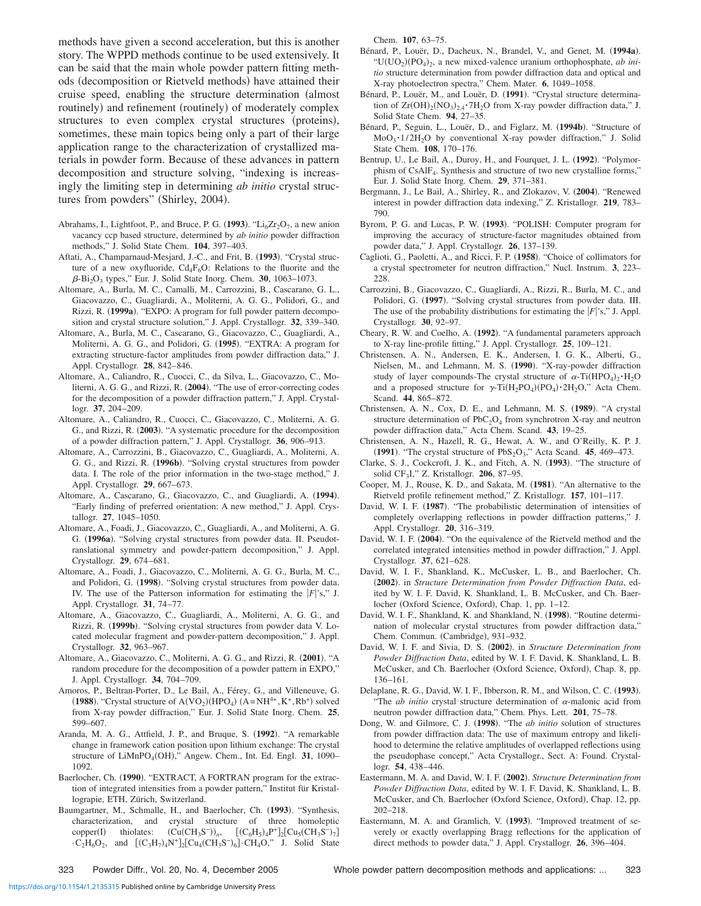methods have given a second acceleration, but this is another story. The WPPD methods continue to be used extensively. It can be said that the main whole powder pattern fitting methods (decomposition or Rietveld methods) have attained their cruise speed, enabling the structure determination (almost routinely) and refinement (routinely) of moderately complex structures to even complex crystal structures (proteins), sometimes, these main topics being only a part of their large application range to the characterization of crystallized materials in powder form. Because of these advances in pattern decomposition and structure solving, "indexing is increasingly the limiting step in determining *ab initio* crystal structures from powders" (Shirley, 2004).

Abrahams, I., Lightfoot, P., and Bruce, P. G. (**1993**). "$Li_6Zr_2O_7$, a new anion vacancy ccp based structure, determined by *ab initio* powder diffraction methods," J. Solid State Chem. **104**, 397–403.

Aftati, A., Champarnaud-Mesjard, J.-C., and Frit, B. (**1993**). "Crystal structure of a new oxyfluoride, $Cd_4F_6O$: Relations to the fluorite and the $\beta$-$Bi_2O_3$ types," Eur. J. Solid State Inorg. Chem. **30**, 1063–1073.

Altomare, A., Burla, M. C., Camalli, M., Carrozzini, B., Cascarano, G. L., Giacovazzo, C., Guagliardi, A., Moliterni, A. G. G., Polidori, G., and Rizzi, R. (**1999a**). "EXPO: A program for full powder pattern decomposition and crystal structure solution," J. Appl. Crystallogr. **32**, 339–340.

Altomare, A., Burla, M. C., Cascarano, G., Giacovazzo, C., Guagliardi, A., Moliterni, A. G. G., and Polidori, G. (**1995**). "EXTRA: A program for extracting structure-factor amplitudes from powder diffraction data," J. Appl. Crystallogr. **28**, 842–846.

Altomare, A., Caliandro, R., Cuocci, C., da Silva, L., Giacovazzo, C., Moliterni, A. G. G., and Rizzi, R. (**2004**). "The use of error-correcting codes for the decomposition of a powder diffraction pattern," J. Appl. Crystallogr. **37**, 204–209.

Altomare, A., Caliandro, R., Cuocci, C., Giacovazzo, C., Moliterni, A. G. G., and Rizzi, R. (**2003**). "A systematic procedure for the decomposition of a powder diffraction pattern," J. Appl. Crystallogr. **36**, 906–913.

Altomare, A., Carrozzini, B., Giacovazzo, C., Guagliardi, A., Moliterni, A. G. G., and Rizzi, R. (**1996b**). "Solving crystal structures from powder data. I. The role of the prior information in the two-stage method," J. Appl. Crystallogr. **29**, 667–673.

Altomare, A., Cascarano, G., Giacovazzo, C., and Guagliardi, A. (**1994**). "Early finding of preferred orientation: A new method," J. Appl. Crystallogr. **27**, 1045–1050.

Altomare, A., Foadi, J., Giacovazzo, C., Guagliardi, A., and Moliterni, A. G. G. (**1996a**). "Solving crystal structures from powder data. II. Pseudotranslational symmetry and powder-pattern decomposition," J. Appl. Crystallogr. **29**, 674–681.

Altomare, A., Foadi, J., Giacovazzo, C., Moliterni, A. G. G., Burla, M. C., and Polidori, G. (**1998**). "Solving crystal structures from powder data. IV. The use of the Patterson information for estimating the $|F|$'s," J. Appl. Crystallogr. **31**, 74–77.

Altomare, A., Giacovazzo, C., Guagliardi, A., Moliterni, A. G. G., and Rizzi, R. (**1999b**). "Solving crystal structures from powder data V. Located molecular fragment and powder-pattern decomposition," J. Appl. Crystallogr. **32**, 963–967.

Altomare, A., Giacovazzo, C., Moliterni, A. G. G., and Rizzi, R. (**2001**). "A random procedure for the decomposition of a powder pattern in EXPO," J. Appl. Crystallogr. **34**, 704–709.

Amoros, P., Beltran-Porter, D., Le Bail, A., Férey, G., and Villeneuve, G. (**1988**). "Crystal structure of $A(VO_2)(HPO_4)$ ($A = NH^{4+}, K^+, Rb^+$) solved from X-ray powder diffraction," Eur. J. Solid State Inorg. Chem. **25**, 599–607.

Aranda, M. A. G., Attfield, J. P., and Bruque, S. (**1992**). "A remarkable change in framework cation position upon lithium exchange: The crystal structure of $LiMnPO_4(OH)$," Angew. Chem., Int. Ed. Engl. **31**, 1090–1092.

Baerlocher, Ch. (**1990**). "EXTRACT, A FORTRAN program for the extraction of integrated intensities from a powder pattern," Institut für Kristallograpie, ETH, Zürich, Switzerland.

Baumgartner, M., Schmalle, H., and Baerlocher, Ch. (**1993**). "Synthesis, characterization, and crystal structure of three homoleptic copper(I) thiolates: $(Cu(CH_3S^-))_n$, $[(C_6H_5)_4P^+]_2[Cu_5(CH_3S^-)_7] \cdot C_2H_6O_2$, and $[(C_3H_7)_4N^+]_2[Cu_4(CH_3S^-)_6] \cdot CH_4O$," J. Solid State Chem. **107**, 63–75.

Bénard, P., Louër, D., Dacheux, N., Brandel, V., and Genet, M. (**1994a**). "$U(UO_2)(PO_4)_2$, a new mixed-valence uranium orthophosphate, *ab initio* structure determination from powder diffraction data and optical and X-ray photoelectron spectra," Chem. Mater. **6**, 1049–1058.

Bénard, P., Louër, M., and Louër, D. (**1991**). "Crystal structure determination of $Zr(OH)_2(NO_3)_{2.4} \cdot 7H_2O$ from X-ray powder diffraction data," J. Solid State Chem. **94**, 27–35.

Bénard, P., Seguin, L., Louër, D., and Figlarz, M. (**1994b**). "Structure of $MoO_3 \cdot 1/2H_2O$ by conventional X-ray powder diffraction," J. Solid State Chem. **108**, 170–176.

Bentrup, U., Le Bail, A., Duroy, H., and Fourquet, J. L. (**1992**). "Polymorphism of $CsAlF_4$. Synthesis and structure of two new crystalline forms," Eur. J. Solid State Inorg. Chem. **29**, 371–381.

Bergmann, J., Le Bail, A., Shirley, R., and Zlokazov, V. (**2004**). "Renewed interest in powder diffraction data indexing," Z. Kristallogr. **219**, 783–790.

Byrom, P. G. and Lucas, P. W. (**1993**). "POLISH: Computer program for improving the accuracy of structure-factor magnitudes obtained from powder data," J. Appl. Crystallogr. **26**, 137–139.

Caglioti, G., Paoletti, A., and Ricci, F. P. (**1958**). "Choice of collimators for a crystal spectrometer for neutron diffraction," Nucl. Instrum. **3**, 223–228.

Carrozzini, B., Giacovazzo, C., Guagliardi, A., Rizzi, R., Burla, M. C., and Polidori, G. (**1997**). "Solving crystal structures from powder data. III. The use of the probability distributions for estimating the $|F|$'s," J. Appl. Crystallogr. **30**, 92–97.

Cheary, R. W. and Coelho, A. (**1992**). "A fundamental parameters approach to X-ray line-profile fitting," J. Appl. Crystallogr. **25**, 109–121.

Christensen, A. N., Andersen, E. K., Andersen, I. G. K., Alberti, G., Nielsen, M., and Lehmann, M. S. (**1990**). "X-ray-powder diffraction study of layer compounds-The crystal structure of $\alpha$-$Ti(HPO_4)_2 \cdot H_2O$ and a proposed structure for $\gamma$-$Ti(H_2PO_4)(PO_4) \cdot 2H_2O$," Acta Chem. Scand. **44**, 865–872.

Christensen, A. N., Cox, D. E., and Lehmann, M. S. (**1989**). "A crystal structure determination of $PbC_2O_4$ from synchrotron X-ray and neutron powder diffraction data," Acta Chem. Scand. **43**, 19–25.

Christensen, A. N., Hazell, R. G., Hewat, A. W., and O'Reilly, K. P. J. (**1991**). "The crystal structure of $PbS_2O_3$," Acta Scand. **45**, 469–473.

Clarke, S. J., Cockcroft, J. K., and Fitch, A. N. (**1993**). "The structure of solid $CF_3I$," Z. Kristallogr. **206**, 87–95.

Cooper, M. J., Rouse, K. D., and Sakata, M. (**1981**). "An alternative to the Rietveld profile refinement method," Z. Kristallogr. **157**, 101–117.

David, W. I. F. (**1987**). "The probabilistic determination of intensities of completely overlapping reflections in powder diffraction patterns," J. Appl. Crystallogr. **20**, 316–319.

David, W. I. F. (**2004**). "On the equivalence of the Rietveld method and the correlated integrated intensities method in powder diffraction," J. Appl. Crystallogr. **37**, 621–628.

David, W. I. F., Shankland, K., McCusker, L. B., and Baerlocher, Ch. (**2002**). in *Structure Determination from Powder Diffraction Data*, edited by W. I. F. David, K. Shankland, L. B. McCusker, and Ch. Baerlocher (Oxford Science, Oxford), Chap. 1, pp. 1–12.

David, W. I. F., Shankland, K. and Shankland, N. (**1998**). "Routine determination of molecular crystal structures from powder diffraction data," Chem. Commun. (Cambridge), 931–932.

David, W. I. F. and Sivia, D. S. (**2002**). in *Structure Determination from Powder Diffraction Data*, edited by W. I. F. David, K. Shankland, L. B. McCusker, and Ch. Baerlocher (Oxford Science, Oxford), Chap. 8, pp. 136–161.

Delaplane, R. G., David, W. I. F., Ibberson, R. M., and Wilson, C. C. (**1993**). "The *ab initio* crystal structure determination of $\alpha$-malonic acid from neutron powder diffraction data," Chem. Phys. Lett. **201**, 75–78.

Dong, W. and Gilmore, C. J. (**1998**). "The *ab initio* solution of structures from powder diffraction data: The use of maximum entropy and likelihood to determine the relative amplitudes of overlapped reflections using the pseudophase concept," Acta Crystallogr., Sect. A: Found. Crystallogr. **54**, 438–446.

Eastermann, M. A. and David, W. I. F. (**2002**). *Structure Determination from Powder Diffraction Data*, edited by W. I. F. David, K. Shankland, L. B. McCusker, and Ch. Baerlocher (Oxford Science, Oxford), Chap. 12, pp. 202–218.

Eastermann, M. A. and Gramlich, V. (**1993**). "Improved treatment of severely or exactly overlapping Bragg reflections for the application of direct methods to powder data," J. Appl. Crystallogr. **26**, 396–404.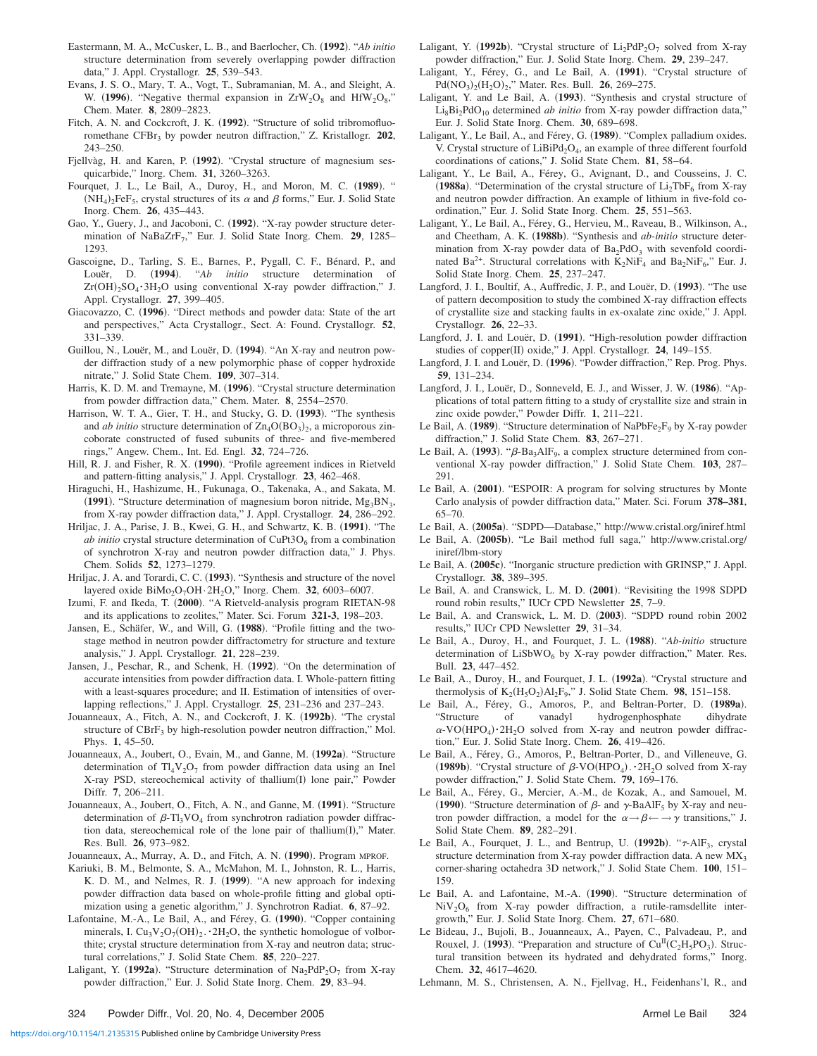Eastermann, M. A., McCusker, L. B., and Baerlocher, Ch. (**1992**). "*Ab initio* structure determination from severely overlapping powder diffraction data," J. Appl. Crystallogr. **25**, 539–543.

Evans, J. S. O., Mary, T. A., Vogt, T., Subramanian, M. A., and Sleight, A. W. (**1996**). "Negative thermal expansion in $ZrW_2O_8$ and $HfW_2O_8$," Chem. Mater. **8**, 2809–2823.

Fitch, A. N. and Cockcroft, J. K. (**1992**). "Structure of solid tribromofluoromethane $CFBr_3$ by powder neutron diffraction," Z. Kristallogr. **202**, 243–250.

Fjellvåg, H. and Karen, P. (**1992**). "Crystal structure of magnesium sesquicarbide," Inorg. Chem. **31**, 3260–3263.

Fourquet, J. L., Le Bail, A., Duroy, H., and Moron, M. C. (**1989**). "$(NH_4)_2FeF_5$, crystal structures of its $\alpha$ and $\beta$ forms," Eur. J. Solid State Inorg. Chem. **26**, 435–443.

Gao, Y., Guery, J., and Jacoboni, C. (**1992**). "X-ray powder structure determination of $NaBaZrF_7$," Eur. J. Solid State Inorg. Chem. **29**, 1285–1293.

Gascoigne, D., Tarling, S. E., Barnes, P., Pygall, C. F., Bénard, P., and Louër, D. (**1994**). "*Ab initio* structure determination of $Zr(OH)_2SO_4 \cdot 3H_2O$ using conventional X-ray powder diffraction," J. Appl. Crystallogr. **27**, 399–405.

Giacovazzo, C. (**1996**). "Direct methods and powder data: State of the art and perspectives," Acta Crystallogr., Sect. A: Found. Crystallogr. **52**, 331–339.

Guillou, N., Louër, M., and Louër, D. (**1994**). "An X-ray and neutron powder diffraction study of a new polymorphic phase of copper hydroxide nitrate," J. Solid State Chem. **109**, 307–314.

Harris, K. D. M. and Tremayne, M. (**1996**). "Crystal structure determination from powder diffraction data," Chem. Mater. **8**, 2554–2570.

Harrison, W. T. A., Gier, T. H., and Stucky, G. D. (**1993**). "The synthesis and *ab initio* structure determination of $Zn_4O(BO_3)_2$, a microporous zincoborate constructed of fused subunits of three- and five-membered rings," Angew. Chem., Int. Ed. Engl. **32**, 724–726.

Hill, R. J. and Fisher, R. X. (**1990**). "Profile agreement indices in Rietveld and pattern-fitting analysis," J. Appl. Crystallogr. **23**, 462–468.

Hiraguchi, H., Hashizume, H., Fukunaga, O., Takenaka, A., and Sakata, M. (**1991**). "Structure determination of magnesium boron nitride, $Mg_3BN_3$, from X-ray powder diffraction data," J. Appl. Crystallogr. **24**, 286–292.

Hriljac, J. A., Parise, J. B., Kwei, G. H., and Schwartz, K. B. (**1991**). "The *ab initio* crystal structure determination of $CuPt3O_6$ from a combination of synchrotron X-ray and neutron powder diffraction data," J. Phys. Chem. Solids **52**, 1273–1279.

Hriljac, J. A. and Torardi, C. C. (**1993**). "Synthesis and structure of the novel layered oxide $BiMo_2O_7OH \cdot 2H_2O$," Inorg. Chem. **32**, 6003–6007.

Izumi, F. and Ikeda, T. (**2000**). "A Rietveld-analysis program RIETAN-98 and its applications to zeolites," Mater. Sci. Forum **321-3**, 198–203.

Jansen, E., Schäfer, W., and Will, G. (**1988**). "Profile fitting and the two-stage method in neutron powder diffractometry for structure and texture analysis," J. Appl. Crystallogr. **21**, 228–239.

Jansen, J., Peschar, R., and Schenk, H. (**1992**). "On the determination of accurate intensities from powder diffraction data. I. Whole-pattern fitting with a least-squares procedure; and II. Estimation of intensities of overlapping reflections," J. Appl. Crystallogr. **25**, 231–236 and 237–243.

Jouanneaux, A., Fitch, A. N., and Cockcroft, J. K. (**1992b**). "The crystal structure of $CBrF_3$ by high-resolution powder neutron diffraction," Mol. Phys. **1**, 45–50.

Jouanneaux, A., Joubert, O., Evain, M., and Ganne, M. (**1992a**). "Structure determination of $Tl_4V_2O_7$ from powder diffraction data using an Inel X-ray PSD, stereochemical activity of thallium(I) lone pair," Powder Diffr. **7**, 206–211.

Jouanneaux, A., Joubert, O., Fitch, A. N., and Ganne, M. (**1991**). "Structure determination of $\beta$-$Tl_3VO_4$ from synchrotron radiation powder diffraction data, stereochemical role of the lone pair of thallium(I)," Mater. Res. Bull. **26**, 973–982.

Jouanneaux, A., Murray, A. D., and Fitch, A. N. (**1990**). Program MPROF.

Kariuki, B. M., Belmonte, S. A., McMahon, M. I., Johnston, R. L., Harris, K. D. M., and Nelmes, R. J. (**1999**). "A new approach for indexing powder diffraction data based on whole-profile fitting and global optimization using a genetic algorithm," J. Synchrotron Radiat. **6**, 87–92.

Lafontaine, M.-A., Le Bail, A., and Férey, G. (**1990**). "Copper containing minerals, I. $Cu_3V_2O_7(OH)_2 \cdot 2H_2O$, the synthetic homologue of volborthite; crystal structure determination from X-ray and neutron data; structural correlations," J. Solid State Chem. **85**, 220–227.

Laligant, Y. (**1992a**). "Structure determination of $Na_2PdP_2O_7$ from X-ray powder diffraction," Eur. J. Solid State Inorg. Chem. **29**, 83–94.

Laligant, Y. (**1992b**). "Crystal structure of $Li_2PdP_2O_7$ solved from X-ray powder diffraction," Eur. J. Solid State Inorg. Chem. **29**, 239–247.

Laligant, Y., Férey, G., and Le Bail, A. (**1991**). "Crystal structure of $Pd(NO_3)_2(H_2O)_2$," Mater. Res. Bull. **26**, 269–275.

Laligant, Y. and Le Bail, A. (**1993**). "Synthesis and crystal structure of $Li_8Bi_2PdO_{10}$ determined *ab initio* from X-ray powder diffraction data," Eur. J. Solid State Inorg. Chem. **30**, 689–698.

Laligant, Y., Le Bail, A., and Férey, G. (**1989**). "Complex palladium oxides. V. Crystal structure of $LiBiPd_2O_4$, an example of three different fourfold coordinations of cations," J. Solid State Chem. **81**, 58–64.

Laligant, Y., Le Bail, A., Férey, G., Avignant, D., and Cousseins, J. C. (**1988a**). "Determination of the crystal structure of $Li_2TbF_6$ from X-ray and neutron powder diffraction. An example of lithium in five-fold coordination," Eur. J. Solid State Inorg. Chem. **25**, 551–563.

Laligant, Y., Le Bail, A., Férey, G., Hervieu, M., Raveau, B., Wilkinson, A., and Cheetham, A. K. (**1988b**). "Synthesis and *ab-initio* structure determination from X-ray powder data of $Ba_2PdO_3$ with sevenfold coordinated $Ba^{2+}$. Structural correlations with $K_2NiF_4$ and $Ba_2NiF_6$," Eur. J. Solid State Inorg. Chem. **25**, 237–247.

Langford, J. I., Boultif, A., Auffredic, J. P., and Louër, D. (**1993**). "The use of pattern decomposition to study the combined X-ray diffraction effects of crystallite size and stacking faults in ex-oxalate zinc oxide," J. Appl. Crystallogr. **26**, 22–33.

Langford, J. I. and Louër, D. (**1991**). "High-resolution powder diffraction studies of copper(II) oxide," J. Appl. Crystallogr. **24**, 149–155.

Langford, J. I. and Louër, D. (**1996**). "Powder diffraction," Rep. Prog. Phys. **59**, 131–234.

Langford, J. I., Louër, D., Sonneveld, E. J., and Wisser, J. W. (**1986**). "Applications of total pattern fitting to a study of crystallite size and strain in zinc oxide powder," Powder Diffr. **1**, 211–221.

Le Bail, A. (**1989**). "Structure determination of $NaPbFe_2F_9$ by X-ray powder diffraction," J. Solid State Chem. **83**, 267–271.

Le Bail, A. (**1993**). "$\beta$-$Ba_3AlF_9$, a complex structure determined from conventional X-ray powder diffraction," J. Solid State Chem. **103**, 287–291.

Le Bail, A. (**2001**). "ESPOIR: A program for solving structures by Monte Carlo analysis of powder diffraction data," Mater. Sci. Forum **378–381**, 65–70.

Le Bail, A. (**2005a**). "SDPD—Database," http://www.cristal.org/iniref.html

Le Bail, A. (**2005b**). "Le Bail method full saga," http://www.cristal.org/iniref/lbm-story

Le Bail, A. (**2005c**). "Inorganic structure prediction with GRINSP," J. Appl. Crystallogr. **38**, 389–395.

Le Bail, A. and Cranswick, L. M. D. (**2001**). "Revisiting the 1998 SDPD round robin results," IUCr CPD Newsletter **25**, 7–9.

Le Bail, A. and Cranswick, L. M. D. (**2003**). "SDPD round robin 2002 results," IUCr CPD Newsletter **29**, 31–34.

Le Bail, A., Duroy, H., and Fourquet, J. L. (**1988**). "*Ab-initio* structure determination of $LiSbWO_6$ by X-ray powder diffraction," Mater. Res. Bull. **23**, 447–452.

Le Bail, A., Duroy, H., and Fourquet, J. L. (**1992a**). "Crystal structure and thermolysis of $K_2(H_5O_2)Al_2F_9$," J. Solid State Chem. **98**, 151–158.

Le Bail, A., Férey, G., Amoros, P., and Beltran-Porter, D. (**1989a**). "Structure of vanadyl hydrogenphosphate dihydrate $\alpha$-$VO(HPO_4) \cdot 2H_2O$ solved from X-ray and neutron powder diffraction," Eur. J. Solid State Inorg. Chem. **26**, 419–426.

Le Bail, A., Férey, G., Amoros, P., Beltran-Porter, D., and Villeneuve, G. (**1989b**). "Crystal structure of $\beta$-$VO(HPO_4)$. $\cdot 2H_2O$ solved from X-ray powder diffraction," J. Solid State Chem. **79**, 169–176.

Le Bail, A., Férey, G., Mercier, A.-M., de Kozak, A., and Samouel, M. (**1990**). "Structure determination of $\beta$- and $\gamma$-$BaAlF_5$ by X-ray and neutron powder diffraction, a model for the $\alpha \rightarrow \beta \leftarrow \rightarrow \gamma$ transitions," J. Solid State Chem. **89**, 282–291.

Le Bail, A., Fourquet, J. L., and Bentrup, U. (**1992b**). "$\tau$-$AlF_3$, crystal structure determination from X-ray powder diffraction data. A new $MX_3$ corner-sharing octahedra 3D network," J. Solid State Chem. **100**, 151–159.

Le Bail, A. and Lafontaine, M.-A. (**1990**). "Structure determination of $NiV_2O_6$ from X-ray powder diffraction, a rutile-ramsdellite intergrowth," Eur. J. Solid State Inorg. Chem. **27**, 671–680.

Le Bideau, J., Bujoli, B., Jouanneaux, A., Payen, C., Palvadeau, P., and Rouxel, J. (**1993**). "Preparation and structure of $Cu^{II}(C_2H_5PO_3)$. Structural transition between its hydrated and dehydrated forms," Inorg. Chem. **32**, 4617–4620.

Lehmann, M. S., Christensen, A. N., Fjellvag, H., Feidenhans'l, R., and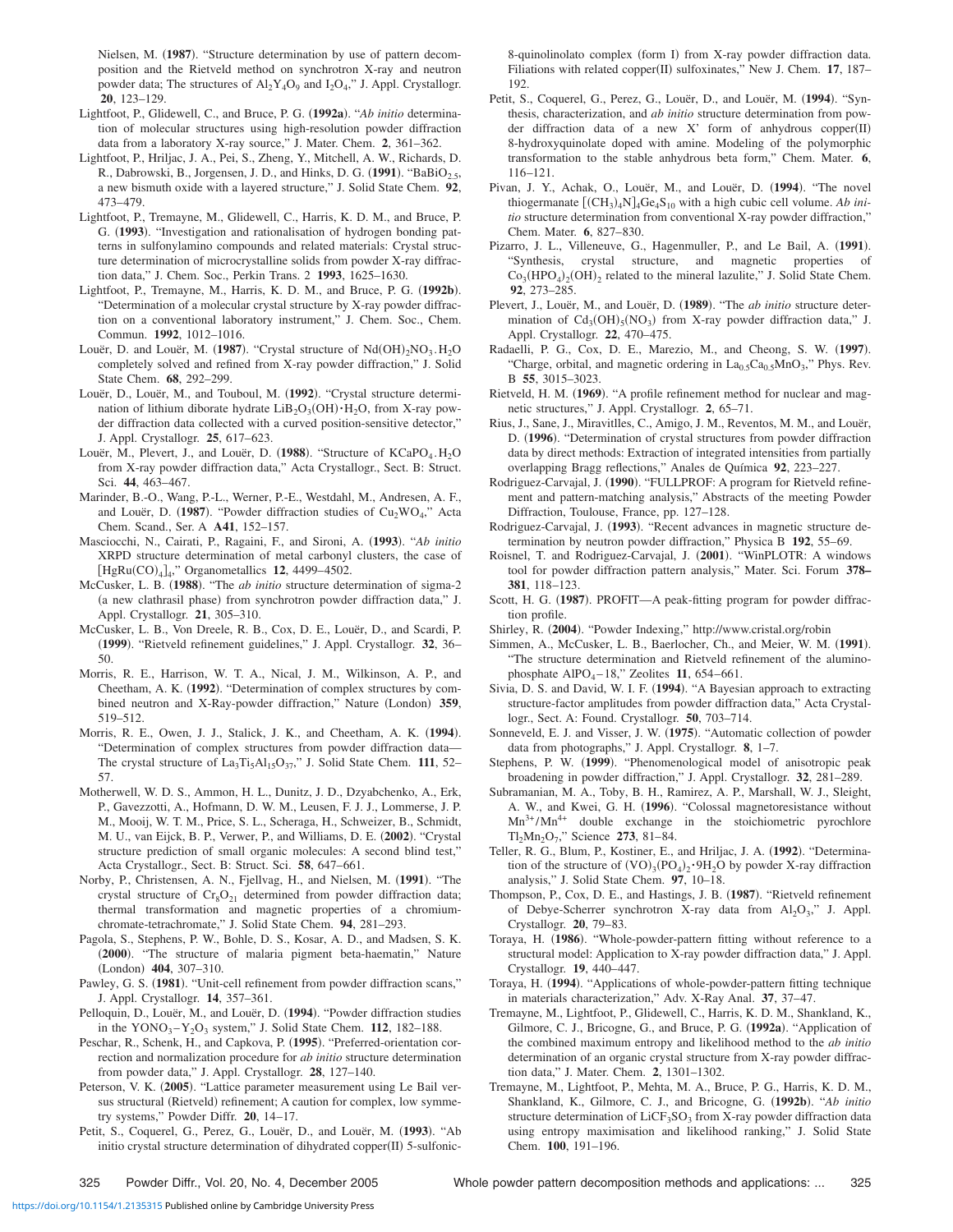Nielsen, M. (**1987**). "Structure determination by use of pattern decomposition and the Rietveld method on synchrotron X-ray and neutron powder data; The structures of $Al_2Y_4O_9$ and $I_2O_4$," J. Appl. Crystallogr. **20**, 123–129.

Lightfoot, P., Glidewell, C., and Bruce, P. G. (**1992a**). "*Ab initio* determination of molecular structures using high-resolution powder diffraction data from a laboratory X-ray source," J. Mater. Chem. **2**, 361–362.

Lightfoot, P., Hriljac, J. A., Pei, S., Zheng, Y., Mitchell, A. W., Richards, D. R., Dabrowski, B., Jorgensen, J. D., and Hinks, D. G. (**1991**). "$BaBiO_{2.5}$, a new bismuth oxide with a layered structure," J. Solid State Chem. **92**, 473–479.

Lightfoot, P., Tremayne, M., Glidewell, C., Harris, K. D. M., and Bruce, P. G. (**1993**). "Investigation and rationalisation of hydrogen bonding patterns in sulfonylamino compounds and related materials: Crystal structure determination of microcrystalline solids from powder X-ray diffraction data," J. Chem. Soc., Perkin Trans. 2 **1993**, 1625–1630.

Lightfoot, P., Tremayne, M., Harris, K. D. M., and Bruce, P. G. (**1992b**). "Determination of a molecular crystal structure by X-ray powder diffraction on a conventional laboratory instrument," J. Chem. Soc., Chem. Commun. **1992**, 1012–1016.

Louër, D. and Louër, M. (**1987**). "Crystal structure of $Nd(OH)_2NO_3.H_2O$ completely solved and refined from X-ray powder diffraction," J. Solid State Chem. **68**, 292–299.

Louër, D., Louër, M., and Touboul, M. (**1992**). "Crystal structure determination of lithium diborate hydrate $LiB_2O_3(OH)\cdot H_2O$, from X-ray powder diffraction data collected with a curved position-sensitive detector," J. Appl. Crystallogr. **25**, 617–623.

Louër, M., Plevert, J., and Louër, D. (**1988**). "Structure of $KCaPO_4.H_2O$ from X-ray powder diffraction data," Acta Crystallogr., Sect. B: Struct. Sci. **44**, 463–467.

Marinder, B.-O., Wang, P.-L., Werner, P.-E., Westdahl, M., Andresen, A. F., and Louër, D. (**1987**). "Powder diffraction studies of $Cu_2WO_4$," Acta Chem. Scand., Ser. A **A41**, 152–157.

Masciocchi, N., Cairati, P., Ragaini, F., and Sironi, A. (**1993**). "*Ab initio* XRPD structure determination of metal carbonyl clusters, the case of $[HgRu(CO)_4]_4$," Organometallics **12**, 4499–4502.

McCusker, L. B. (**1988**). "The *ab initio* structure determination of sigma-2 (a new clathrasil phase) from synchrotron powder diffraction data," J. Appl. Crystallogr. **21**, 305–310.

McCusker, L. B., Von Dreele, R. B., Cox, D. E., Louër, D., and Scardi, P. (**1999**). "Rietveld refinement guidelines," J. Appl. Crystallogr. **32**, 36–50.

Morris, R. E., Harrison, W. T. A., Nical, J. M., Wilkinson, A. P., and Cheetham, A. K. (**1992**). "Determination of complex structures by combined neutron and X-Ray-powder diffraction," Nature (London) **359**, 519–512.

Morris, R. E., Owen, J. J., Stalick, J. K., and Cheetham, A. K. (**1994**). "Determination of complex structures from powder diffraction data—The crystal structure of $La_3Ti_5Al_{15}O_{37}$," J. Solid State Chem. **111**, 52–57.

Motherwell, W. D. S., Ammon, H. L., Dunitz, J. D., Dzyabchenko, A., Erk, P., Gavezzotti, A., Hofmann, D. W. M., Leusen, F. J. J., Lommerse, J. P. M., Mooij, W. T. M., Price, S. L., Scheraga, H., Schweizer, B., Schmidt, M. U., van Eijck, B. P., Verwer, P., and Williams, D. E. (**2002**). "Crystal structure prediction of small organic molecules: A second blind test," Acta Crystallogr., Sect. B: Struct. Sci. **58**, 647–661.

Norby, P., Christensen, A. N., Fjellvag, H., and Nielsen, M. (**1991**). "The crystal structure of $Cr_8O_{21}$ determined from powder diffraction data; thermal transformation and magnetic properties of a chromium-chromate-tetrachromate," J. Solid State Chem. **94**, 281–293.

Pagola, S., Stephens, P. W., Bohle, D. S., Kosar, A. D., and Madsen, S. K. (**2000**). "The structure of malaria pigment beta-haematin," Nature (London) **404**, 307–310.

Pawley, G. S. (**1981**). "Unit-cell refinement from powder diffraction scans," J. Appl. Crystallogr. **14**, 357–361.

Pelloquin, D., Louër, M., and Louër, D. (**1994**). "Powder diffraction studies in the $YONO_3-Y_2O_3$ system," J. Solid State Chem. **112**, 182–188.

Peschar, R., Schenk, H., and Capkova, P. (**1995**). "Preferred-orientation correction and normalization procedure for *ab initio* structure determination from powder data," J. Appl. Crystallogr. **28**, 127–140.

Peterson, V. K. (**2005**). "Lattice parameter measurement using Le Bail versus structural (Rietveld) refinement; A caution for complex, low symmetry systems," Powder Diffr. **20**, 14–17.

Petit, S., Coquerel, G., Perez, G., Louër, D., and Louër, M. (**1993**). "Ab initio crystal structure determination of dihydrated copper(II) 5-sulfonic-8-quinolinolato complex (form I) from X-ray powder diffraction data. Filiations with related copper(II) sulfoxinates," New J. Chem. **17**, 187–192.

Petit, S., Coquerel, G., Perez, G., Louër, D., and Louër, M. (**1994**). "Synthesis, characterization, and *ab initio* structure determination from powder diffraction data of a new X′ form of anhydrous copper(II) 8-hydroxyquinolate doped with amine. Modeling of the polymorphic transformation to the stable anhydrous beta form," Chem. Mater. **6**, 116–121.

Pivan, J. Y., Achak, O., Louër, M., and Louër, D. (**1994**). "The novel thiogermanate $[(CH_3)_4N]_4Ge_4S_{10}$ with a high cubic cell volume. *Ab initio* structure determination from conventional X-ray powder diffraction," Chem. Mater. **6**, 827–830.

Pizarro, J. L., Villeneuve, G., Hagenmuller, P., and Le Bail, A. (**1991**). "Synthesis, crystal structure, and magnetic properties of $Co_3(HPO_4)_2(OH)_2$ related to the mineral lazulite," J. Solid State Chem. **92**, 273–285.

Plevert, J., Louër, M., and Louër, D. (**1989**). "The *ab initio* structure determination of $Cd_3(OH)_5(NO_3)$ from X-ray powder diffraction data," J. Appl. Crystallogr. **22**, 470–475.

Radaelli, P. G., Cox, D. E., Marezio, M., and Cheong, S. W. (**1997**). "Charge, orbital, and magnetic ordering in $La_{0.5}Ca_{0.5}MnO_3$," Phys. Rev. B **55**, 3015–3023.

Rietveld, H. M. (**1969**). "A profile refinement method for nuclear and magnetic structures," J. Appl. Crystallogr. **2**, 65–71.

Rius, J., Sane, J., Miravitlles, C., Amigo, J. M., Reventos, M. M., and Louër, D. (**1996**). "Determination of crystal structures from powder diffraction data by direct methods: Extraction of integrated intensities from partially overlapping Bragg reflections," Anales de Química **92**, 223–227.

Rodriguez-Carvajal, J. (**1990**). "FULLPROF: A program for Rietveld refinement and pattern-matching analysis," Abstracts of the meeting Powder Diffraction, Toulouse, France, pp. 127–128.

Rodriguez-Carvajal, J. (**1993**). "Recent advances in magnetic structure determination by neutron powder diffraction," Physica B **192**, 55–69.

Roisnel, T. and Rodriguez-Carvajal, J. (**2001**). "WinPLOTR: A windows tool for powder diffraction pattern analysis," Mater. Sci. Forum **378–381**, 118–123.

Scott, H. G. (**1987**). PROFIT—A peak-fitting program for powder diffraction profile.

Shirley, R. (**2004**). "Powder Indexing," http://www.cristal.org/robin

Simmen, A., McCusker, L. B., Baerlocher, Ch., and Meier, W. M. (**1991**). "The structure determination and Rietveld refinement of the aluminophosphate $AlPO_4-18$," Zeolites **11**, 654–661.

Sivia, D. S. and David, W. I. F. (**1994**). "A Bayesian approach to extracting structure-factor amplitudes from powder diffraction data," Acta Crystallogr., Sect. A: Found. Crystallogr. **50**, 703–714.

Sonneveld, E. J. and Visser, J. W. (**1975**). "Automatic collection of powder data from photographs," J. Appl. Crystallogr. **8**, 1–7.

Stephens, P. W. (**1999**). "Phenomenological model of anisotropic peak broadening in powder diffraction," J. Appl. Crystallogr. **32**, 281–289.

Subramanian, M. A., Toby, B. H., Ramirez, A. P., Marshall, W. J., Sleight, A. W., and Kwei, G. H. (**1996**). "Colossal magnetoresistance without $Mn^{3+}/Mn^{4+}$ double exchange in the stoichiometric pyrochlore $Tl_2Mn_2O_7$," Science **273**, 81–84.

Teller, R. G., Blum, P., Kostiner, E., and Hriljac, J. A. (**1992**). "Determination of the structure of $(VO)_3(PO_4)_2\cdot 9H_2O$ by powder X-ray diffraction analysis," J. Solid State Chem. **97**, 10–18.

Thompson, P., Cox, D. E., and Hastings, J. B. (**1987**). "Rietveld refinement of Debye-Scherrer synchrotron X-ray data from $Al_2O_3$," J. Appl. Crystallogr. **20**, 79–83.

Toraya, H. (**1986**). "Whole-powder-pattern fitting without reference to a structural model: Application to X-ray powder diffraction data," J. Appl. Crystallogr. **19**, 440–447.

Toraya, H. (**1994**). "Applications of whole-powder-pattern fitting technique in materials characterization," Adv. X-Ray Anal. **37**, 37–47.

Tremayne, M., Lightfoot, P., Glidewell, C., Harris, K. D. M., Shankland, K., Gilmore, C. J., Bricogne, G., and Bruce, P. G. (**1992a**). "Application of the combined maximum entropy and likelihood method to the *ab initio* determination of an organic crystal structure from X-ray powder diffraction data," J. Mater. Chem. **2**, 1301–1302.

Tremayne, M., Lightfoot, P., Mehta, M. A., Bruce, P. G., Harris, K. D. M., Shankland, K., Gilmore, C. J., and Bricogne, G. (**1992b**). "*Ab initio* structure determination of $LiCF_3SO_3$ from X-ray powder diffraction data using entropy maximisation and likelihood ranking," J. Solid State Chem. **100**, 191–196.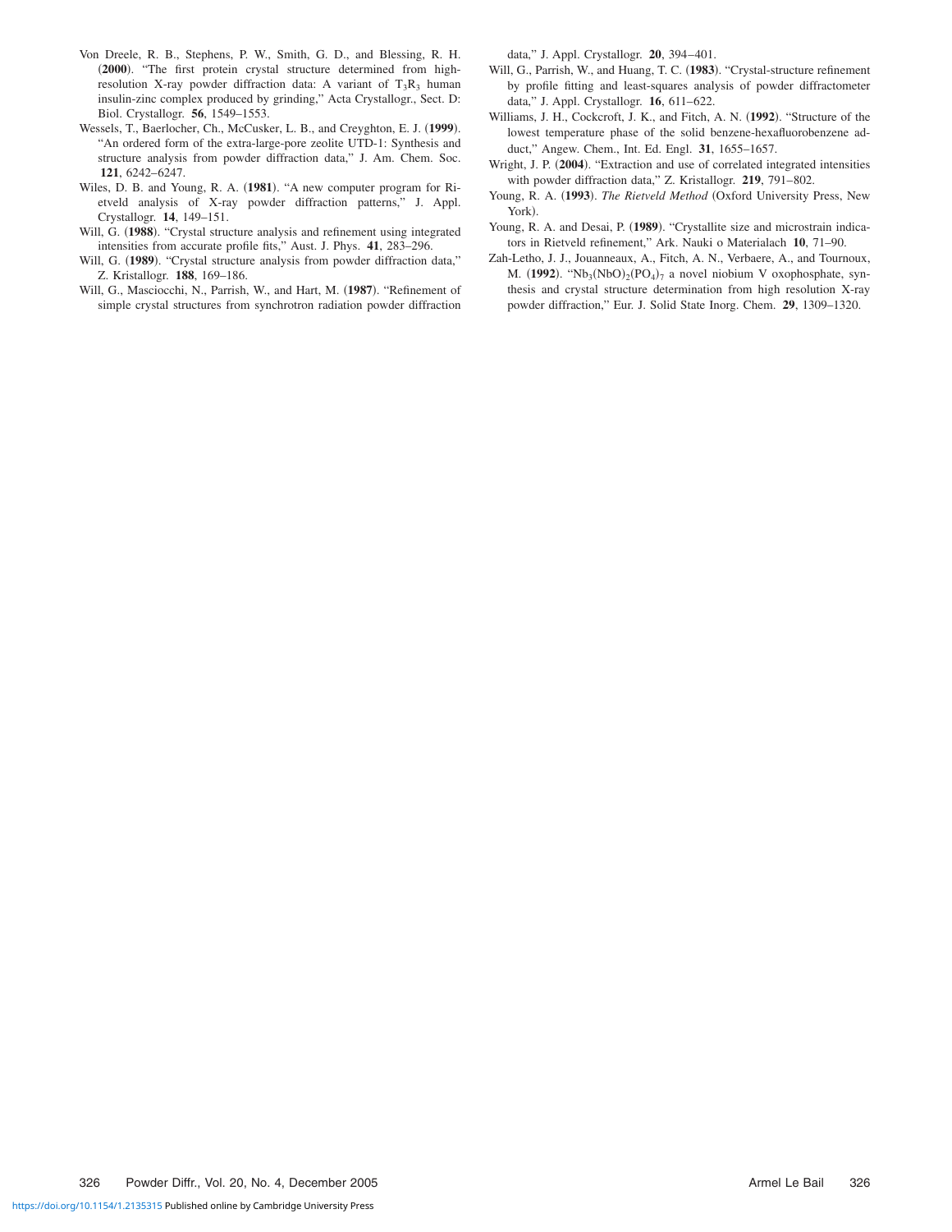Von Dreele, R. B., Stephens, P. W., Smith, G. D., and Blessing, R. H. (**2000**). "The first protein crystal structure determined from high-resolution X-ray powder diffraction data: A variant of $T_3R_3$ human insulin-zinc complex produced by grinding," Acta Crystallogr., Sect. D: Biol. Crystallogr. **56**, 1549–1553.

Wessels, T., Baerlocher, Ch., McCusker, L. B., and Creyghton, E. J. (**1999**). "An ordered form of the extra-large-pore zeolite UTD-1: Synthesis and structure analysis from powder diffraction data," J. Am. Chem. Soc. **121**, 6242–6247.

Wiles, D. B. and Young, R. A. (**1981**). "A new computer program for Rietveld analysis of X-ray powder diffraction patterns," J. Appl. Crystallogr. **14**, 149–151.

Will, G. (**1988**). "Crystal structure analysis and refinement using integrated intensities from accurate profile fits," Aust. J. Phys. **41**, 283–296.

Will, G. (**1989**). "Crystal structure analysis from powder diffraction data," Z. Kristallogr. **188**, 169–186.

Will, G., Masciocchi, N., Parrish, W., and Hart, M. (**1987**). "Refinement of simple crystal structures from synchrotron radiation powder diffraction data," J. Appl. Crystallogr. **20**, 394–401.

Will, G., Parrish, W., and Huang, T. C. (**1983**). "Crystal-structure refinement by profile fitting and least-squares analysis of powder diffractometer data," J. Appl. Crystallogr. **16**, 611–622.

Williams, J. H., Cockcroft, J. K., and Fitch, A. N. (**1992**). "Structure of the lowest temperature phase of the solid benzene-hexafluorobenzene adduct," Angew. Chem., Int. Ed. Engl. **31**, 1655–1657.

Wright, J. P. (**2004**). "Extraction and use of correlated integrated intensities with powder diffraction data," Z. Kristallogr. **219**, 791–802.

Young, R. A. (**1993**). *The Rietveld Method* (Oxford University Press, New York).

Young, R. A. and Desai, P. (**1989**). "Crystallite size and microstrain indicators in Rietveld refinement," Ark. Nauki o Materialach **10**, 71–90.

Zah-Letho, J. J., Jouanneaux, A., Fitch, A. N., Verbaere, A., and Tournoux, M. (**1992**). "$Nb_3(NbO)_2(PO_4)_7$ a novel niobium V oxophosphate, synthesis and crystal structure determination from high resolution X-ray powder diffraction," Eur. J. Solid State Inorg. Chem. **29**, 1309–1320.